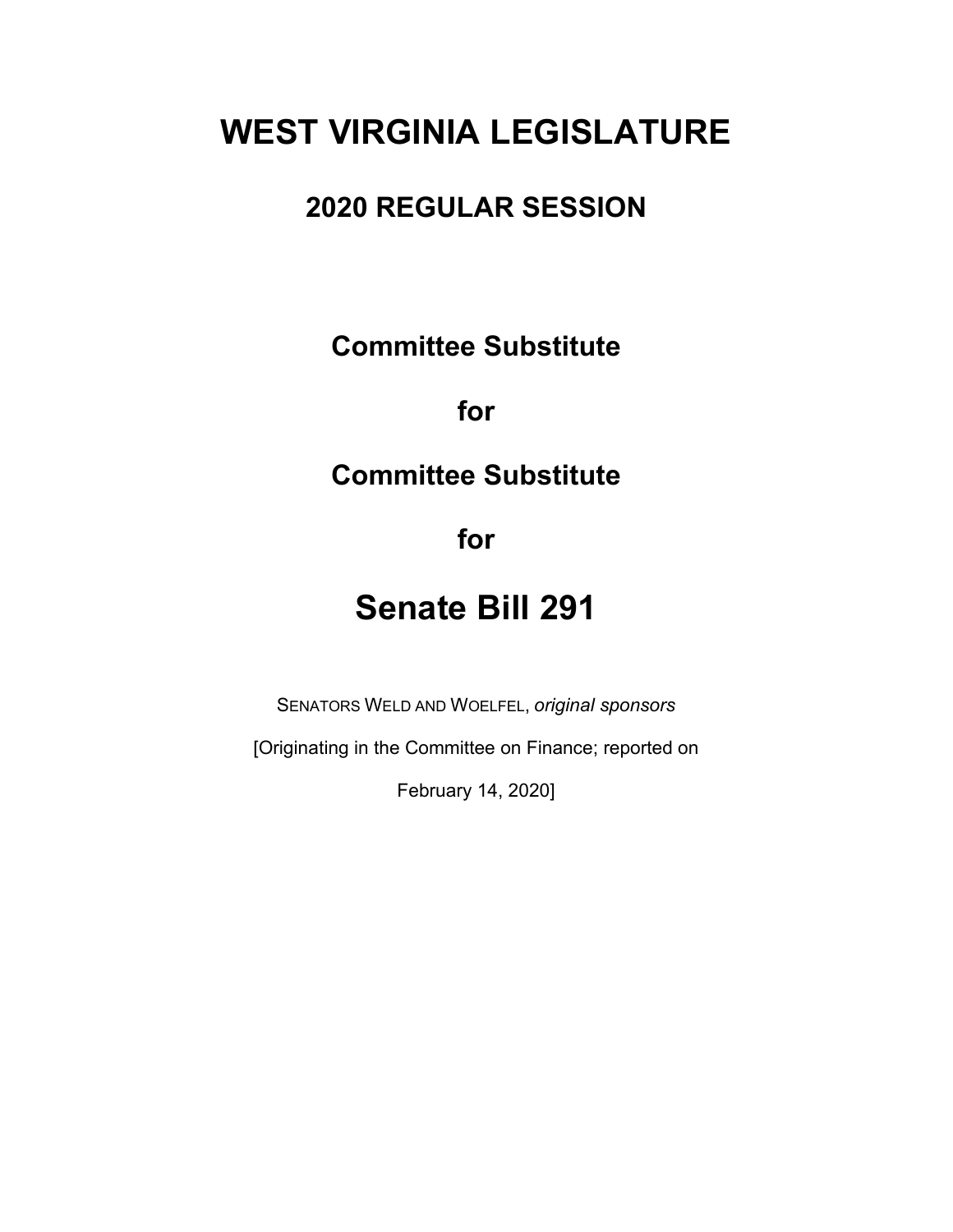# WEST VIRGINIA LEGISLATURE

## 2020 REGULAR SESSION

### Committee Substitute

### for

### Committee Substitute

### for

# Senate Bill 291

SENATORS WELD AND WOELFEL, *original sponsors*

[Originating in the Committee on Finance; reported on February 14, 2020]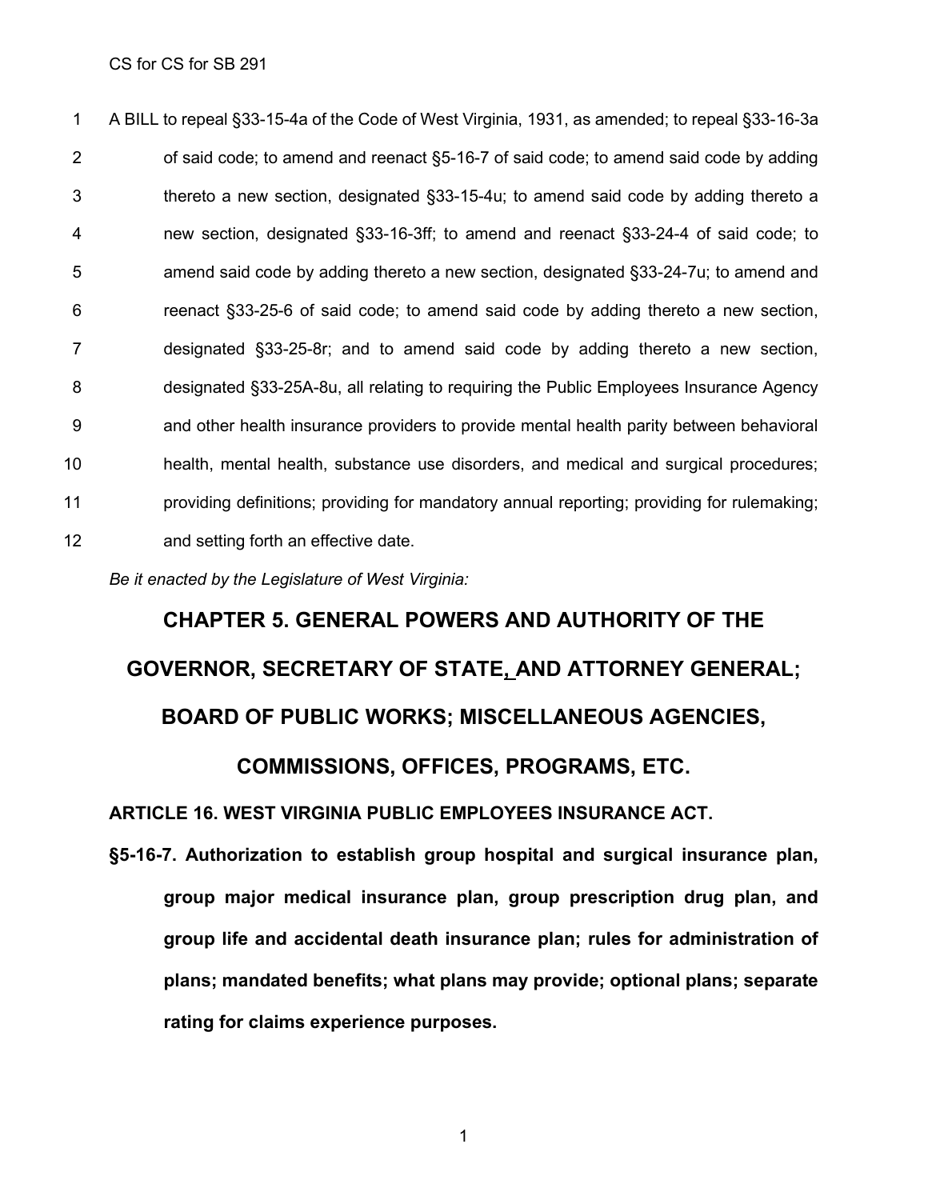A BILL to repeal §33-15-4a of the Code of West Virginia, 1931, as amended; to repeal §33-16-3a of said code; to amend and reenact §5-16-7 of said code; to amend said code by adding thereto a new section, designated §33-15-4u; to amend said code by adding thereto a new section, designated §33-16-3ff; to amend and reenact §33-24-4 of said code; to amend said code by adding thereto a new section, designated §33-24-7u; to amend and reenact §33-25-6 of said code; to amend said code by adding thereto a new section, designated §33-25-8r; and to amend said code by adding thereto a new section, designated §33-25A-8u, all relating to requiring the Public Employees Insurance Agency and other health insurance providers to provide mental health parity between behavioral health, mental health, substance use disorders, and medical and surgical procedures; providing definitions; providing for mandatory annual reporting; providing for rulemaking; and setting forth an effective date.

*Be it enacted by the Legislature of West Virginia:*

# CHAPTER 5. GENERAL POWERS AND AUTHORITY OF THE GOVERNOR, SECRETARY OF STATE, AND ATTORNEY GENERAL; BOARD OF PUBLIC WORKS; MISCELLANEOUS AGENCIES, COMMISSIONS, OFFICES, PROGRAMS, ETC.

## ARTICLE 16. WEST VIRGINIA PUBLIC EMPLOYEES INSURANCE ACT.

### §5-16-7. Authorization to establish group hospital and surgical insurance plan, group major medical insurance plan, group prescription drug plan, and group life and accidental death insurance plan; rules for administration of plans; mandated benefits; what plans may provide; optional plans; separate rating for claims experience purposes.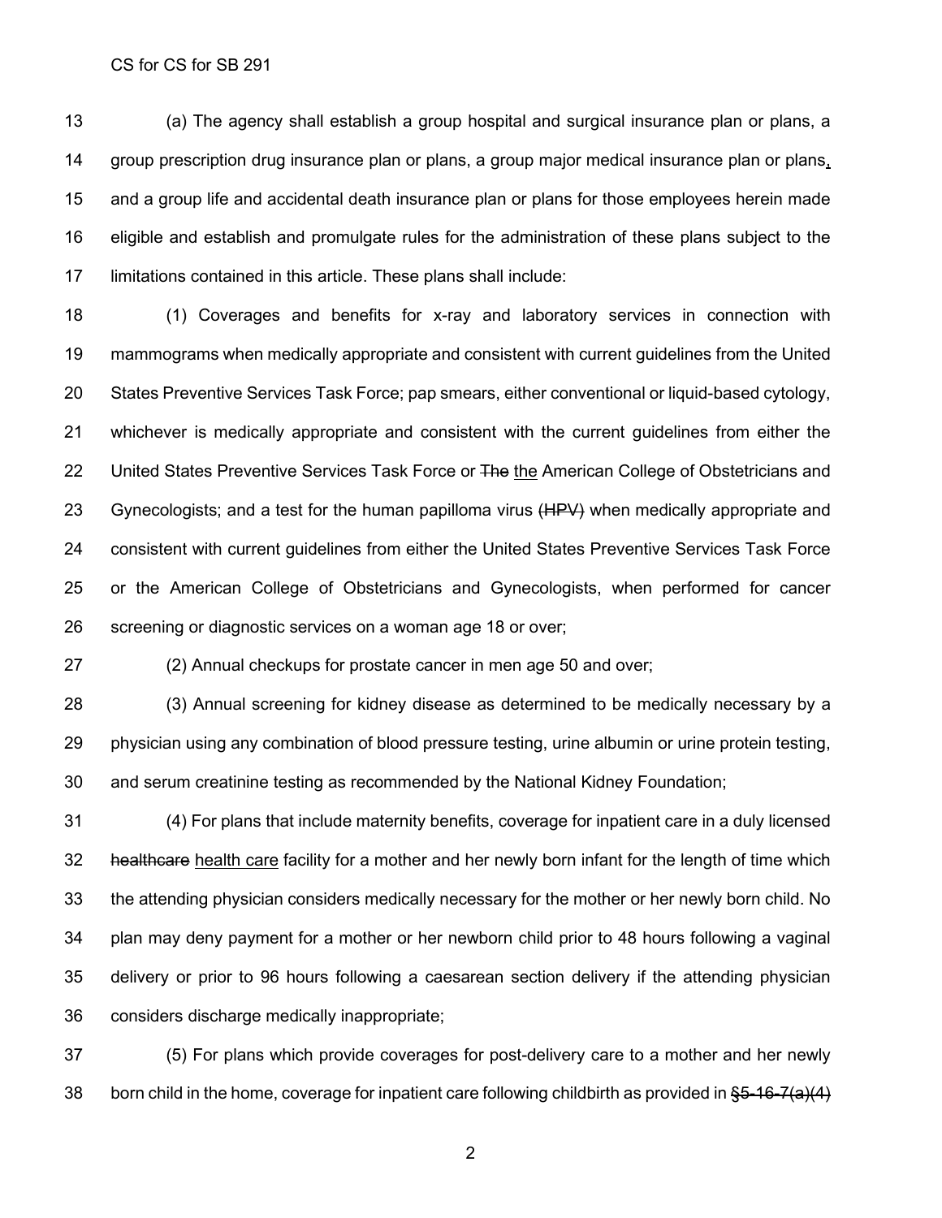(a) The agency shall establish a group hospital and surgical insurance plan or plans, a group prescription drug insurance plan or plans, a group major medical insurance plan or plans, and a group life and accidental death insurance plan or plans for those employees herein made eligible and establish and promulgate rules for the administration of these plans subject to the limitations contained in this article. These plans shall include:

(1) Coverages and benefits for x-ray and laboratory services in connection with mammograms when medically appropriate and consistent with current guidelines from the United States Preventive Services Task Force; pap smears, either conventional or liquid-based cytology, whichever is medically appropriate and consistent with the current guidelines from either the United States Preventive Services Task Force or ~~The~~ the American College of Obstetricians and Gynecologists; and a test for the human papilloma virus ~~(HPV)~~ when medically appropriate and consistent with current guidelines from either the United States Preventive Services Task Force or the American College of Obstetricians and Gynecologists, when performed for cancer screening or diagnostic services on a woman age 18 or over;

(2) Annual checkups for prostate cancer in men age 50 and over;

(3) Annual screening for kidney disease as determined to be medically necessary by a physician using any combination of blood pressure testing, urine albumin or urine protein testing, and serum creatinine testing as recommended by the National Kidney Foundation;

(4) For plans that include maternity benefits, coverage for inpatient care in a duly licensed ~~healthcare~~ health care facility for a mother and her newly born infant for the length of time which the attending physician considers medically necessary for the mother or her newly born child. No plan may deny payment for a mother or her newborn child prior to 48 hours following a vaginal delivery or prior to 96 hours following a caesarean section delivery if the attending physician considers discharge medically inappropriate;

(5) For plans which provide coverages for post-delivery care to a mother and her newly born child in the home, coverage for inpatient care following childbirth as provided in ~~§5-16-7(a)(4)~~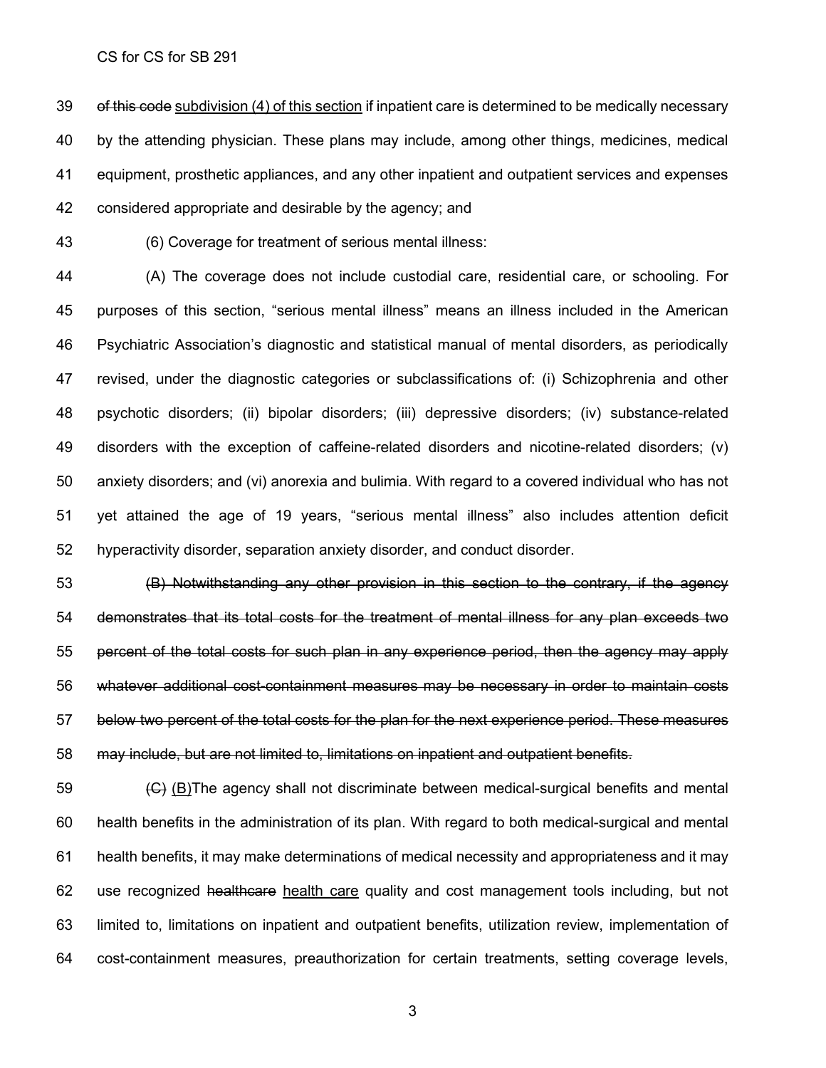~~of this code~~ <u>subdivision (4) of this section</u> if inpatient care is determined to be medically necessary by the attending physician. These plans may include, among other things, medicines, medical equipment, prosthetic appliances, and any other inpatient and outpatient services and expenses considered appropriate and desirable by the agency; and

(6) Coverage for treatment of serious mental illness:

(A) The coverage does not include custodial care, residential care, or schooling. For purposes of this section, "serious mental illness" means an illness included in the American Psychiatric Association's diagnostic and statistical manual of mental disorders, as periodically revised, under the diagnostic categories or subclassifications of: (i) Schizophrenia and other psychotic disorders; (ii) bipolar disorders; (iii) depressive disorders; (iv) substance-related disorders with the exception of caffeine-related disorders and nicotine-related disorders; (v) anxiety disorders; and (vi) anorexia and bulimia. With regard to a covered individual who has not yet attained the age of 19 years, "serious mental illness" also includes attention deficit hyperactivity disorder, separation anxiety disorder, and conduct disorder.

~~(B) Notwithstanding any other provision in this section to the contrary, if the agency demonstrates that its total costs for the treatment of mental illness for any plan exceeds two percent of the total costs for such plan in any experience period, then the agency may apply whatever additional cost-containment measures may be necessary in order to maintain costs below two percent of the total costs for the plan for the next experience period. These measures may include, but are not limited to, limitations on inpatient and outpatient benefits.~~

~~(C)~~ <u>(B)</u>The agency shall not discriminate between medical-surgical benefits and mental health benefits in the administration of its plan. With regard to both medical-surgical and mental health benefits, it may make determinations of medical necessity and appropriateness and it may use recognized ~~healthcare~~ <u>health care</u> quality and cost management tools including, but not limited to, limitations on inpatient and outpatient benefits, utilization review, implementation of cost-containment measures, preauthorization for certain treatments, setting coverage levels,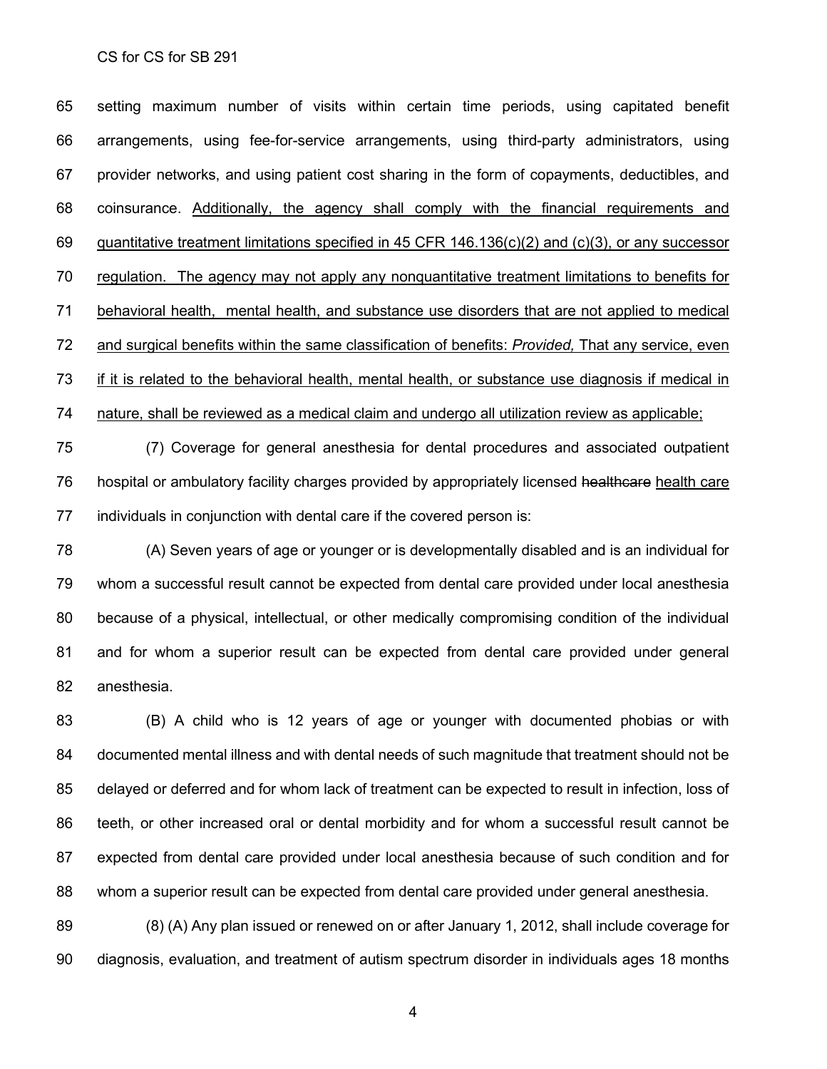setting maximum number of visits within certain time periods, using capitated benefit arrangements, using fee-for-service arrangements, using third-party administrators, using provider networks, and using patient cost sharing in the form of copayments, deductibles, and coinsurance. <u>Additionally, the agency shall comply with the financial requirements and quantitative treatment limitations specified in 45 CFR 146.136(c)(2) and (c)(3), or any successor regulation. The agency may not apply any nonquantitative treatment limitations to benefits for behavioral health, mental health, and substance use disorders that are not applied to medical and surgical benefits within the same classification of benefits: *Provided,* That any service, even if it is related to the behavioral health, mental health, or substance use diagnosis if medical in nature, shall be reviewed as a medical claim and undergo all utilization review as applicable;</u>

(7) Coverage for general anesthesia for dental procedures and associated outpatient hospital or ambulatory facility charges provided by appropriately licensed ~~healthcare~~ <u>health care</u> individuals in conjunction with dental care if the covered person is:

(A) Seven years of age or younger or is developmentally disabled and is an individual for whom a successful result cannot be expected from dental care provided under local anesthesia because of a physical, intellectual, or other medically compromising condition of the individual and for whom a superior result can be expected from dental care provided under general anesthesia.

(B) A child who is 12 years of age or younger with documented phobias or with documented mental illness and with dental needs of such magnitude that treatment should not be delayed or deferred and for whom lack of treatment can be expected to result in infection, loss of teeth, or other increased oral or dental morbidity and for whom a successful result cannot be expected from dental care provided under local anesthesia because of such condition and for whom a superior result can be expected from dental care provided under general anesthesia.

(8) (A) Any plan issued or renewed on or after January 1, 2012, shall include coverage for diagnosis, evaluation, and treatment of autism spectrum disorder in individuals ages 18 months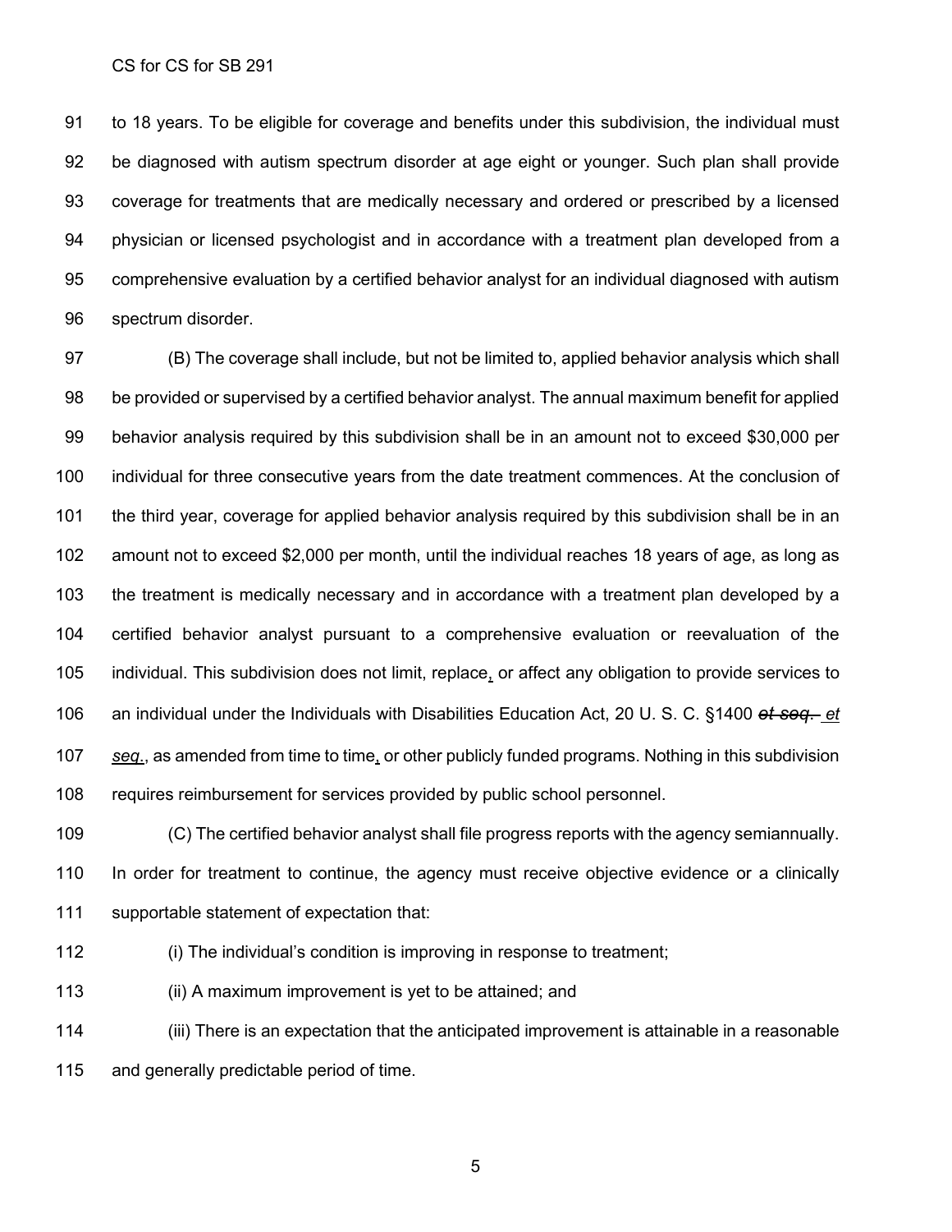to 18 years. To be eligible for coverage and benefits under this subdivision, the individual must be diagnosed with autism spectrum disorder at age eight or younger. Such plan shall provide coverage for treatments that are medically necessary and ordered or prescribed by a licensed physician or licensed psychologist and in accordance with a treatment plan developed from a comprehensive evaluation by a certified behavior analyst for an individual diagnosed with autism spectrum disorder.

(B) The coverage shall include, but not be limited to, applied behavior analysis which shall be provided or supervised by a certified behavior analyst. The annual maximum benefit for applied behavior analysis required by this subdivision shall be in an amount not to exceed $30,000 per individual for three consecutive years from the date treatment commences. At the conclusion of the third year, coverage for applied behavior analysis required by this subdivision shall be in an amount not to exceed $2,000 per month, until the individual reaches 18 years of age, as long as the treatment is medically necessary and in accordance with a treatment plan developed by a certified behavior analyst pursuant to a comprehensive evaluation or reevaluation of the individual. This subdivision does not limit, replace, or affect any obligation to provide services to an individual under the Individuals with Disabilities Education Act, 20 U. S. C. §1400 ~~*et seq.*~~ *et seq.*, as amended from time to time, or other publicly funded programs. Nothing in this subdivision requires reimbursement for services provided by public school personnel.

(C) The certified behavior analyst shall file progress reports with the agency semiannually. In order for treatment to continue, the agency must receive objective evidence or a clinically supportable statement of expectation that:

(i) The individual's condition is improving in response to treatment;

(ii) A maximum improvement is yet to be attained; and

(iii) There is an expectation that the anticipated improvement is attainable in a reasonable and generally predictable period of time.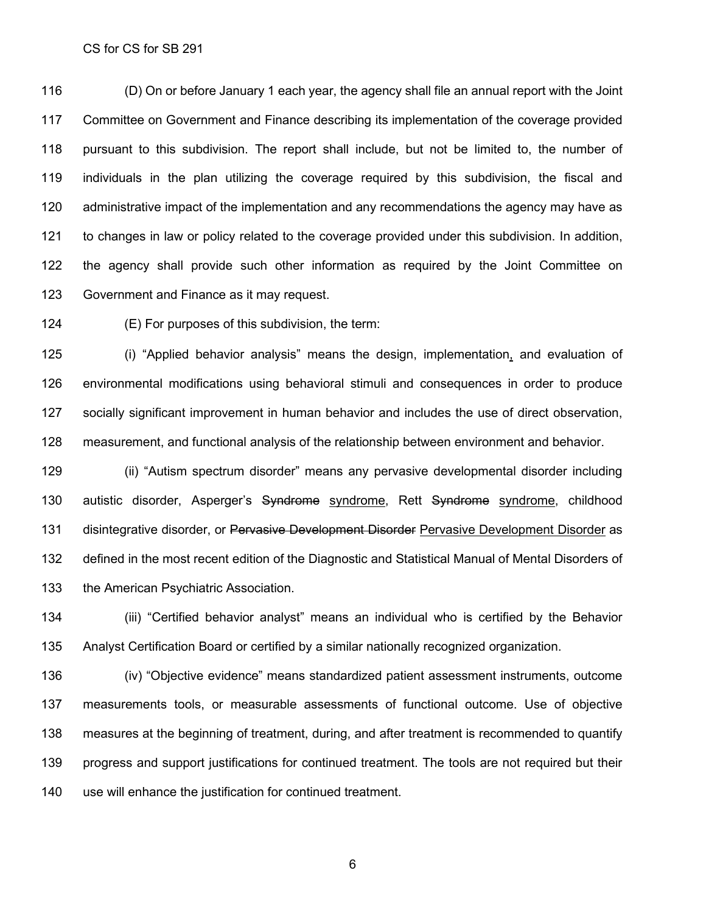(D) On or before January 1 each year, the agency shall file an annual report with the Joint Committee on Government and Finance describing its implementation of the coverage provided pursuant to this subdivision. The report shall include, but not be limited to, the number of individuals in the plan utilizing the coverage required by this subdivision, the fiscal and administrative impact of the implementation and any recommendations the agency may have as to changes in law or policy related to the coverage provided under this subdivision. In addition, the agency shall provide such other information as required by the Joint Committee on Government and Finance as it may request.

(E) For purposes of this subdivision, the term:

(i) "Applied behavior analysis" means the design, implementation, and evaluation of environmental modifications using behavioral stimuli and consequences in order to produce socially significant improvement in human behavior and includes the use of direct observation, measurement, and functional analysis of the relationship between environment and behavior.

(ii) "Autism spectrum disorder" means any pervasive developmental disorder including autistic disorder, Asperger's ~~Syndrome~~ syndrome, Rett ~~Syndrome~~ syndrome, childhood disintegrative disorder, or ~~Pervasive Development Disorder~~ Pervasive Development Disorder as defined in the most recent edition of the Diagnostic and Statistical Manual of Mental Disorders of the American Psychiatric Association.

(iii) "Certified behavior analyst" means an individual who is certified by the Behavior Analyst Certification Board or certified by a similar nationally recognized organization.

(iv) "Objective evidence" means standardized patient assessment instruments, outcome measurements tools, or measurable assessments of functional outcome. Use of objective measures at the beginning of treatment, during, and after treatment is recommended to quantify progress and support justifications for continued treatment. The tools are not required but their use will enhance the justification for continued treatment.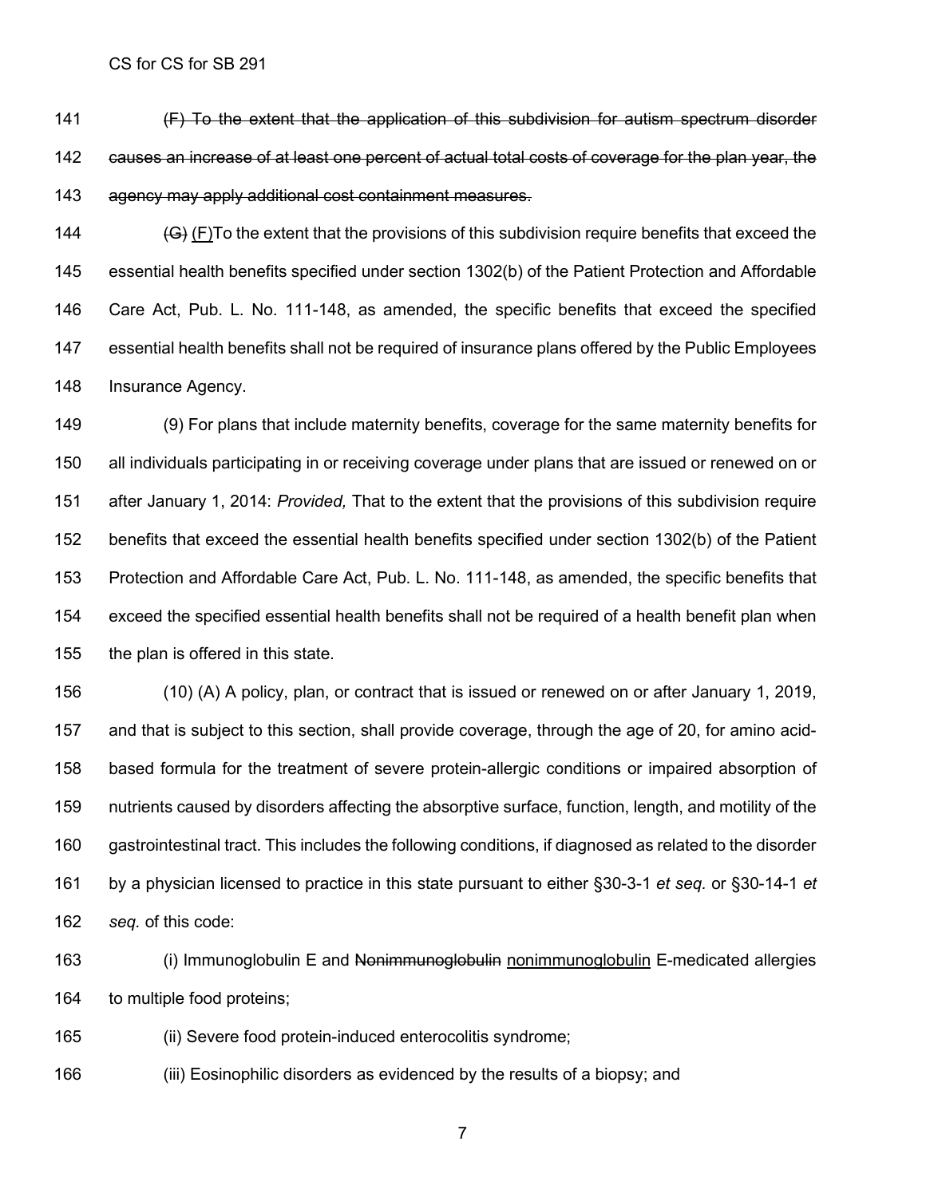~~(F) To the extent that the application of this subdivision for autism spectrum disorder causes an increase of at least one percent of actual total costs of coverage for the plan year, the agency may apply additional cost containment measures.~~

~~(G)~~ <u>(F)</u>To the extent that the provisions of this subdivision require benefits that exceed the essential health benefits specified under section 1302(b) of the Patient Protection and Affordable Care Act, Pub. L. No. 111-148, as amended, the specific benefits that exceed the specified essential health benefits shall not be required of insurance plans offered by the Public Employees Insurance Agency.

(9) For plans that include maternity benefits, coverage for the same maternity benefits for all individuals participating in or receiving coverage under plans that are issued or renewed on or after January 1, 2014: *Provided,* That to the extent that the provisions of this subdivision require benefits that exceed the essential health benefits specified under section 1302(b) of the Patient Protection and Affordable Care Act, Pub. L. No. 111-148, as amended, the specific benefits that exceed the specified essential health benefits shall not be required of a health benefit plan when the plan is offered in this state.

(10) (A) A policy, plan, or contract that is issued or renewed on or after January 1, 2019, and that is subject to this section, shall provide coverage, through the age of 20, for amino acid-based formula for the treatment of severe protein-allergic conditions or impaired absorption of nutrients caused by disorders affecting the absorptive surface, function, length, and motility of the gastrointestinal tract. This includes the following conditions, if diagnosed as related to the disorder by a physician licensed to practice in this state pursuant to either §30-3-1 *et seq.* or §30-14-1 *et seq.* of this code:

(i) Immunoglobulin E and ~~Nonimmunoglobulin~~ <u>nonimmunoglobulin</u> E-medicated allergies to multiple food proteins;

(ii) Severe food protein-induced enterocolitis syndrome;

(iii) Eosinophilic disorders as evidenced by the results of a biopsy; and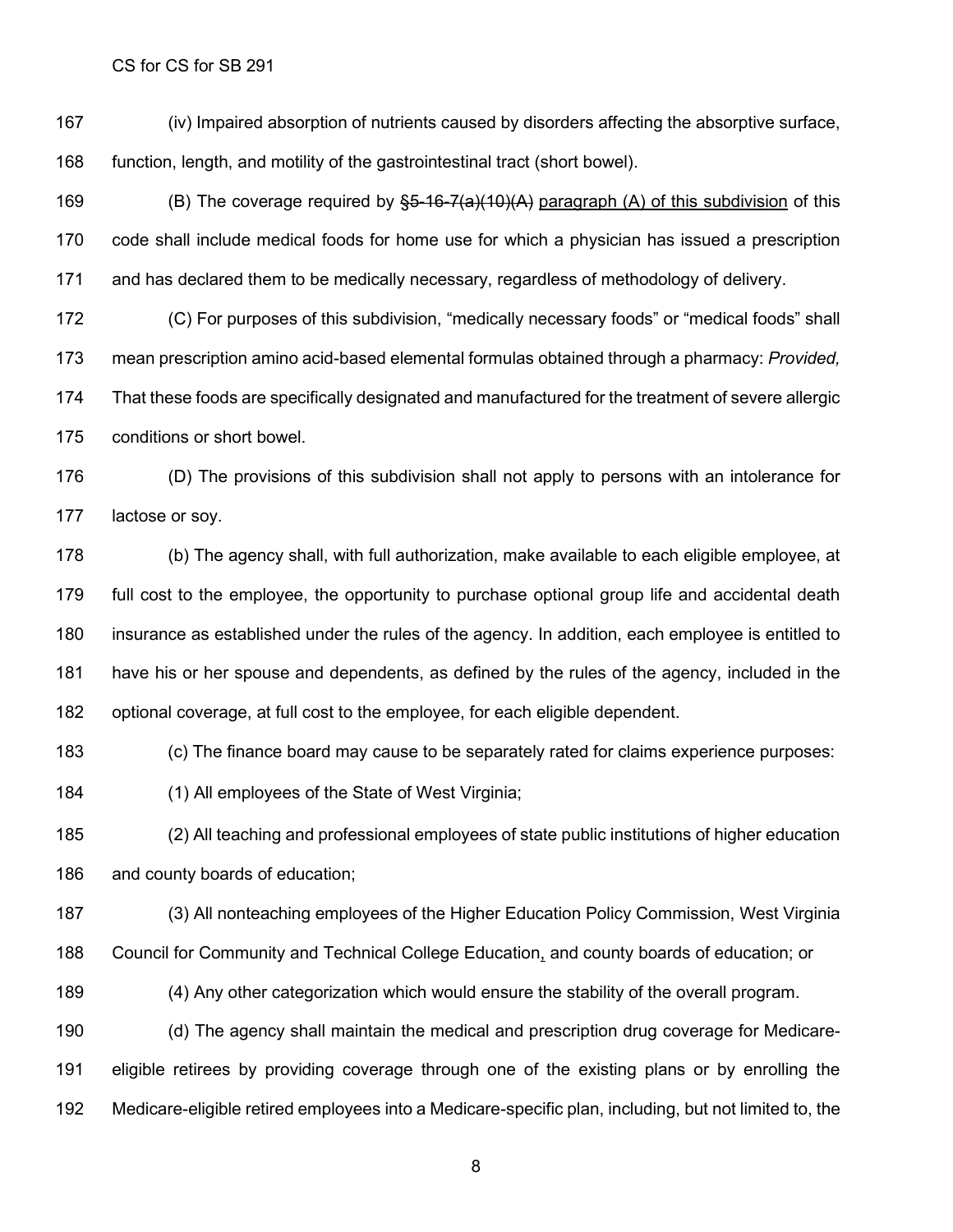(iv) Impaired absorption of nutrients caused by disorders affecting the absorptive surface, function, length, and motility of the gastrointestinal tract (short bowel).

(B) The coverage required by ~~§5-16-7(a)(10)(A)~~ <u>paragraph (A) of this subdivision</u> of this code shall include medical foods for home use for which a physician has issued a prescription and has declared them to be medically necessary, regardless of methodology of delivery.

(C) For purposes of this subdivision, "medically necessary foods" or "medical foods" shall mean prescription amino acid-based elemental formulas obtained through a pharmacy: *Provided,* That these foods are specifically designated and manufactured for the treatment of severe allergic conditions or short bowel.

(D) The provisions of this subdivision shall not apply to persons with an intolerance for lactose or soy.

(b) The agency shall, with full authorization, make available to each eligible employee, at full cost to the employee, the opportunity to purchase optional group life and accidental death insurance as established under the rules of the agency. In addition, each employee is entitled to have his or her spouse and dependents, as defined by the rules of the agency, included in the optional coverage, at full cost to the employee, for each eligible dependent.

(c) The finance board may cause to be separately rated for claims experience purposes:

(1) All employees of the State of West Virginia;

(2) All teaching and professional employees of state public institutions of higher education and county boards of education;

(3) All nonteaching employees of the Higher Education Policy Commission, West Virginia Council for Community and Technical College Education<u>,</u> and county boards of education; or

(4) Any other categorization which would ensure the stability of the overall program.

(d) The agency shall maintain the medical and prescription drug coverage for Medicare-eligible retirees by providing coverage through one of the existing plans or by enrolling the Medicare-eligible retired employees into a Medicare-specific plan, including, but not limited to, the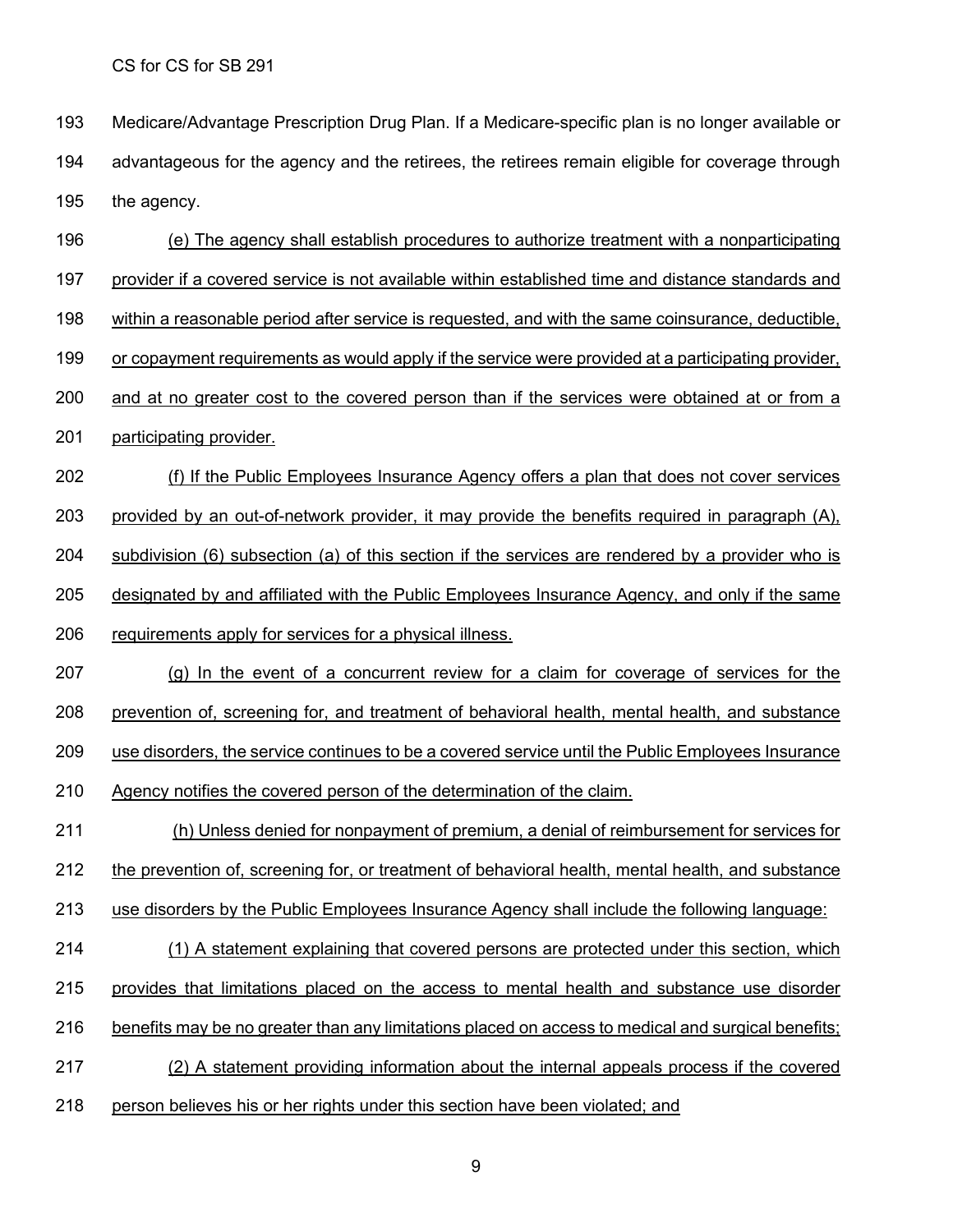Medicare/Advantage Prescription Drug Plan. If a Medicare-specific plan is no longer available or advantageous for the agency and the retirees, the retirees remain eligible for coverage through the agency.

(e) The agency shall establish procedures to authorize treatment with a nonparticipating provider if a covered service is not available within established time and distance standards and within a reasonable period after service is requested, and with the same coinsurance, deductible, or copayment requirements as would apply if the service were provided at a participating provider, and at no greater cost to the covered person than if the services were obtained at or from a participating provider.

(f) If the Public Employees Insurance Agency offers a plan that does not cover services provided by an out-of-network provider, it may provide the benefits required in paragraph (A), subdivision (6) subsection (a) of this section if the services are rendered by a provider who is designated by and affiliated with the Public Employees Insurance Agency, and only if the same requirements apply for services for a physical illness.

(g) In the event of a concurrent review for a claim for coverage of services for the prevention of, screening for, and treatment of behavioral health, mental health, and substance use disorders, the service continues to be a covered service until the Public Employees Insurance Agency notifies the covered person of the determination of the claim.

(h) Unless denied for nonpayment of premium, a denial of reimbursement for services for the prevention of, screening for, or treatment of behavioral health, mental health, and substance use disorders by the Public Employees Insurance Agency shall include the following language:

(1) A statement explaining that covered persons are protected under this section, which provides that limitations placed on the access to mental health and substance use disorder benefits may be no greater than any limitations placed on access to medical and surgical benefits;

(2) A statement providing information about the internal appeals process if the covered person believes his or her rights under this section have been violated; and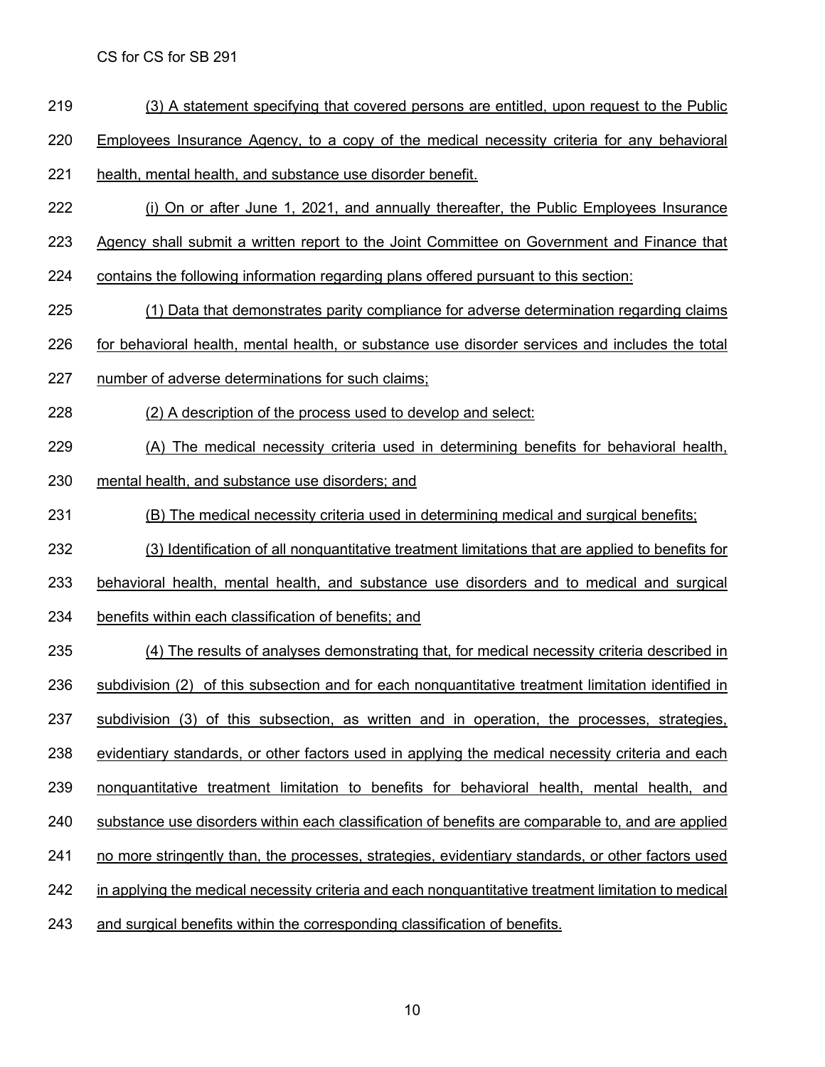(3) A statement specifying that covered persons are entitled, upon request to the Public Employees Insurance Agency, to a copy of the medical necessity criteria for any behavioral health, mental health, and substance use disorder benefit.

(i) On or after June 1, 2021, and annually thereafter, the Public Employees Insurance Agency shall submit a written report to the Joint Committee on Government and Finance that contains the following information regarding plans offered pursuant to this section:

(1) Data that demonstrates parity compliance for adverse determination regarding claims for behavioral health, mental health, or substance use disorder services and includes the total number of adverse determinations for such claims;

(2) A description of the process used to develop and select:

(A) The medical necessity criteria used in determining benefits for behavioral health, mental health, and substance use disorders; and

(B) The medical necessity criteria used in determining medical and surgical benefits;

(3) Identification of all nonquantitative treatment limitations that are applied to benefits for behavioral health, mental health, and substance use disorders and to medical and surgical benefits within each classification of benefits; and

(4) The results of analyses demonstrating that, for medical necessity criteria described in subdivision (2) of this subsection and for each nonquantitative treatment limitation identified in subdivision (3) of this subsection, as written and in operation, the processes, strategies, evidentiary standards, or other factors used in applying the medical necessity criteria and each nonquantitative treatment limitation to benefits for behavioral health, mental health, and substance use disorders within each classification of benefits are comparable to, and are applied no more stringently than, the processes, strategies, evidentiary standards, or other factors used in applying the medical necessity criteria and each nonquantitative treatment limitation to medical and surgical benefits within the corresponding classification of benefits.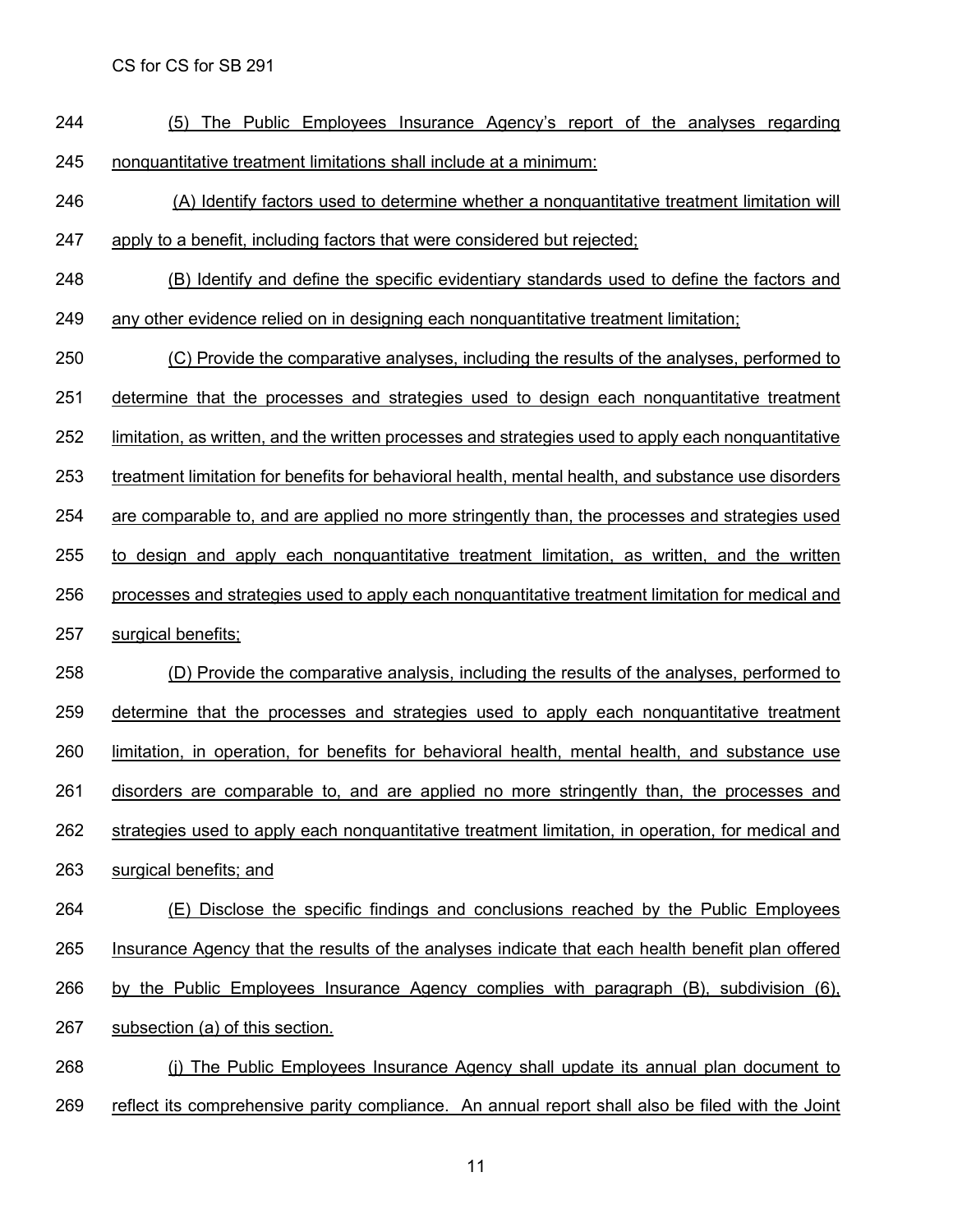(5) The Public Employees Insurance Agency's report of the analyses regarding nonquantitative treatment limitations shall include at a minimum:

(A) Identify factors used to determine whether a nonquantitative treatment limitation will apply to a benefit, including factors that were considered but rejected;

(B) Identify and define the specific evidentiary standards used to define the factors and any other evidence relied on in designing each nonquantitative treatment limitation;

(C) Provide the comparative analyses, including the results of the analyses, performed to determine that the processes and strategies used to design each nonquantitative treatment limitation, as written, and the written processes and strategies used to apply each nonquantitative treatment limitation for benefits for behavioral health, mental health, and substance use disorders are comparable to, and are applied no more stringently than, the processes and strategies used to design and apply each nonquantitative treatment limitation, as written, and the written processes and strategies used to apply each nonquantitative treatment limitation for medical and surgical benefits;

(D) Provide the comparative analysis, including the results of the analyses, performed to determine that the processes and strategies used to apply each nonquantitative treatment limitation, in operation, for benefits for behavioral health, mental health, and substance use disorders are comparable to, and are applied no more stringently than, the processes and strategies used to apply each nonquantitative treatment limitation, in operation, for medical and surgical benefits; and

(E) Disclose the specific findings and conclusions reached by the Public Employees Insurance Agency that the results of the analyses indicate that each health benefit plan offered by the Public Employees Insurance Agency complies with paragraph (B), subdivision (6), subsection (a) of this section.

(j) The Public Employees Insurance Agency shall update its annual plan document to reflect its comprehensive parity compliance. An annual report shall also be filed with the Joint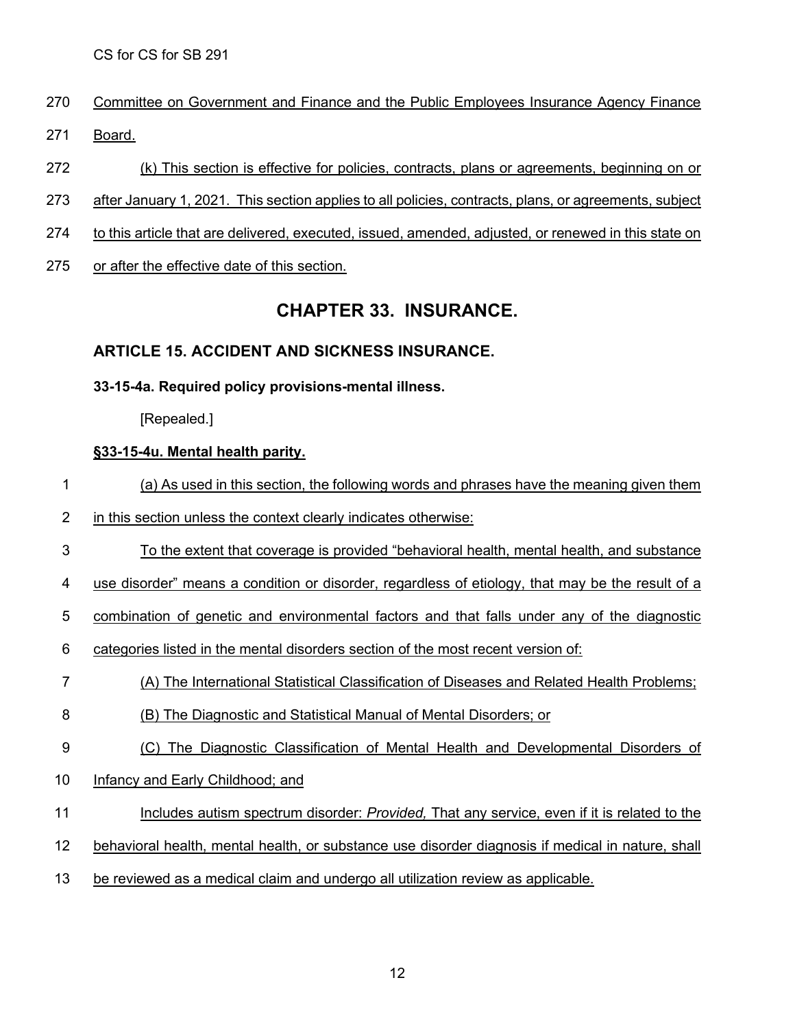Committee on Government and Finance and the Public Employees Insurance Agency Finance Board.

(k) This section is effective for policies, contracts, plans or agreements, beginning on or after January 1, 2021. This section applies to all policies, contracts, plans, or agreements, subject to this article that are delivered, executed, issued, amended, adjusted, or renewed in this state on or after the effective date of this section.

## CHAPTER 33. INSURANCE.

### ARTICLE 15. ACCIDENT AND SICKNESS INSURANCE.

**33-15-4a. Required policy provisions-mental illness.**

[Repealed.]

**§33-15-4u. Mental health parity.**

(a) As used in this section, the following words and phrases have the meaning given them in this section unless the context clearly indicates otherwise:

To the extent that coverage is provided "behavioral health, mental health, and substance use disorder" means a condition or disorder, regardless of etiology, that may be the result of a combination of genetic and environmental factors and that falls under any of the diagnostic categories listed in the mental disorders section of the most recent version of:

(A) The International Statistical Classification of Diseases and Related Health Problems;

(B) The Diagnostic and Statistical Manual of Mental Disorders; or

(C) The Diagnostic Classification of Mental Health and Developmental Disorders of Infancy and Early Childhood; and

Includes autism spectrum disorder: *Provided,* That any service, even if it is related to the behavioral health, mental health, or substance use disorder diagnosis if medical in nature, shall be reviewed as a medical claim and undergo all utilization review as applicable.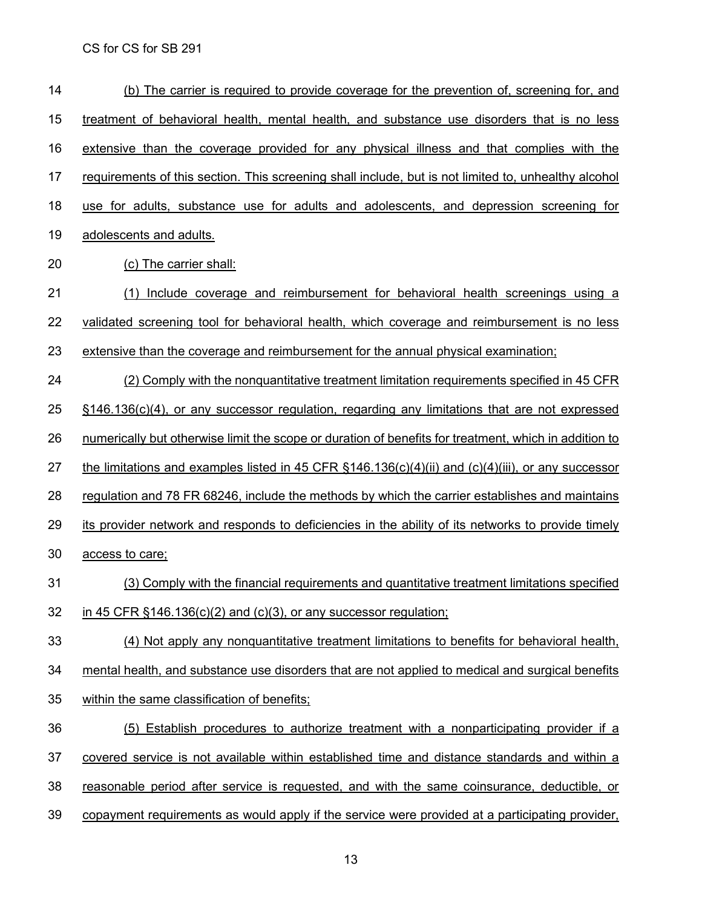(b) The carrier is required to provide coverage for the prevention of, screening for, and treatment of behavioral health, mental health, and substance use disorders that is no less extensive than the coverage provided for any physical illness and that complies with the requirements of this section. This screening shall include, but is not limited to, unhealthy alcohol use for adults, substance use for adults and adolescents, and depression screening for adolescents and adults.

(c) The carrier shall:

(1) Include coverage and reimbursement for behavioral health screenings using a validated screening tool for behavioral health, which coverage and reimbursement is no less extensive than the coverage and reimbursement for the annual physical examination;

(2) Comply with the nonquantitative treatment limitation requirements specified in 45 CFR §146.136(c)(4), or any successor regulation, regarding any limitations that are not expressed numerically but otherwise limit the scope or duration of benefits for treatment, which in addition to the limitations and examples listed in 45 CFR §146.136(c)(4)(ii) and (c)(4)(iii), or any successor regulation and 78 FR 68246, include the methods by which the carrier establishes and maintains its provider network and responds to deficiencies in the ability of its networks to provide timely access to care;

(3) Comply with the financial requirements and quantitative treatment limitations specified in 45 CFR §146.136(c)(2) and (c)(3), or any successor regulation;

(4) Not apply any nonquantitative treatment limitations to benefits for behavioral health, mental health, and substance use disorders that are not applied to medical and surgical benefits within the same classification of benefits;

(5) Establish procedures to authorize treatment with a nonparticipating provider if a covered service is not available within established time and distance standards and within a reasonable period after service is requested, and with the same coinsurance, deductible, or copayment requirements as would apply if the service were provided at a participating provider,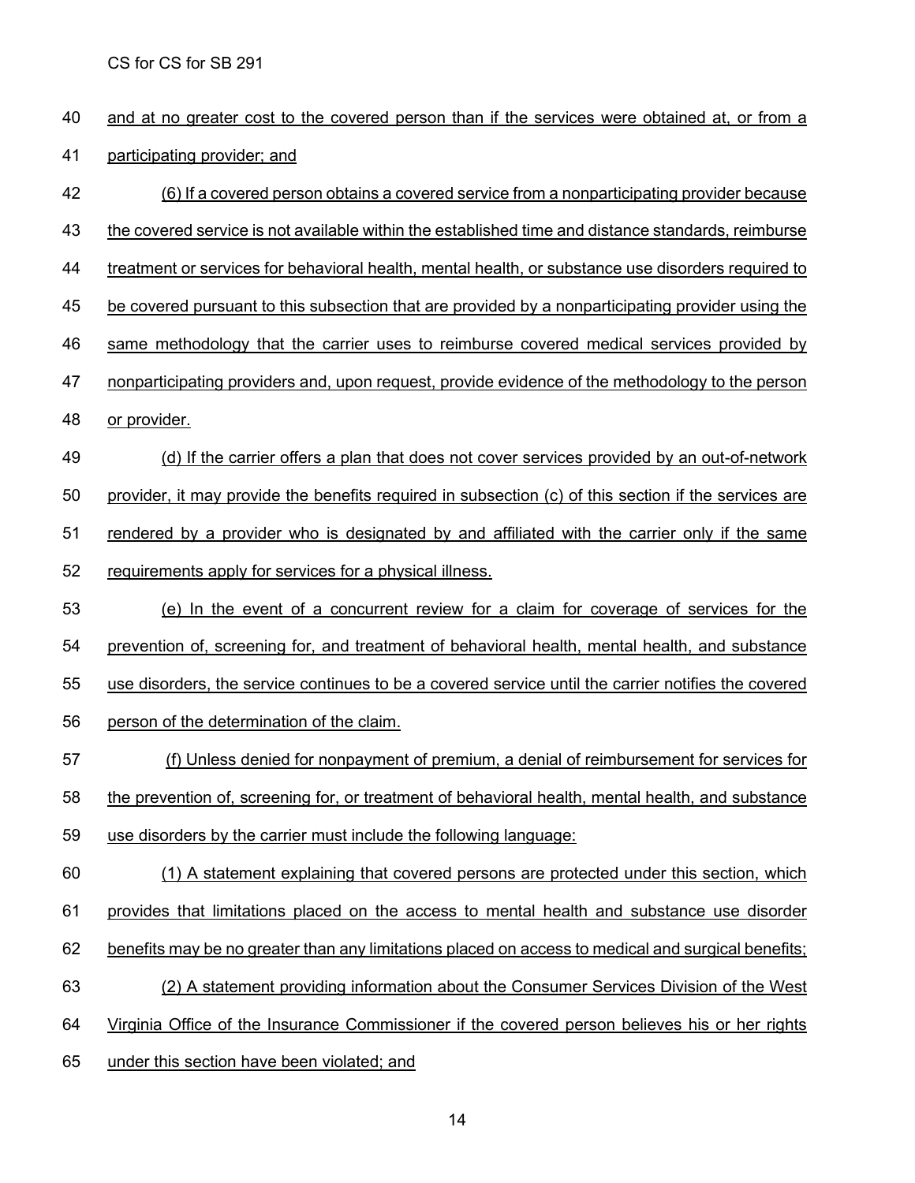and at no greater cost to the covered person than if the services were obtained at, or from a participating provider; and

(6) If a covered person obtains a covered service from a nonparticipating provider because the covered service is not available within the established time and distance standards, reimburse treatment or services for behavioral health, mental health, or substance use disorders required to be covered pursuant to this subsection that are provided by a nonparticipating provider using the same methodology that the carrier uses to reimburse covered medical services provided by nonparticipating providers and, upon request, provide evidence of the methodology to the person or provider.

(d) If the carrier offers a plan that does not cover services provided by an out-of-network provider, it may provide the benefits required in subsection (c) of this section if the services are rendered by a provider who is designated by and affiliated with the carrier only if the same requirements apply for services for a physical illness.

(e) In the event of a concurrent review for a claim for coverage of services for the prevention of, screening for, and treatment of behavioral health, mental health, and substance use disorders, the service continues to be a covered service until the carrier notifies the covered person of the determination of the claim.

(f) Unless denied for nonpayment of premium, a denial of reimbursement for services for the prevention of, screening for, or treatment of behavioral health, mental health, and substance use disorders by the carrier must include the following language:

(1) A statement explaining that covered persons are protected under this section, which provides that limitations placed on the access to mental health and substance use disorder benefits may be no greater than any limitations placed on access to medical and surgical benefits;

(2) A statement providing information about the Consumer Services Division of the West Virginia Office of the Insurance Commissioner if the covered person believes his or her rights under this section have been violated; and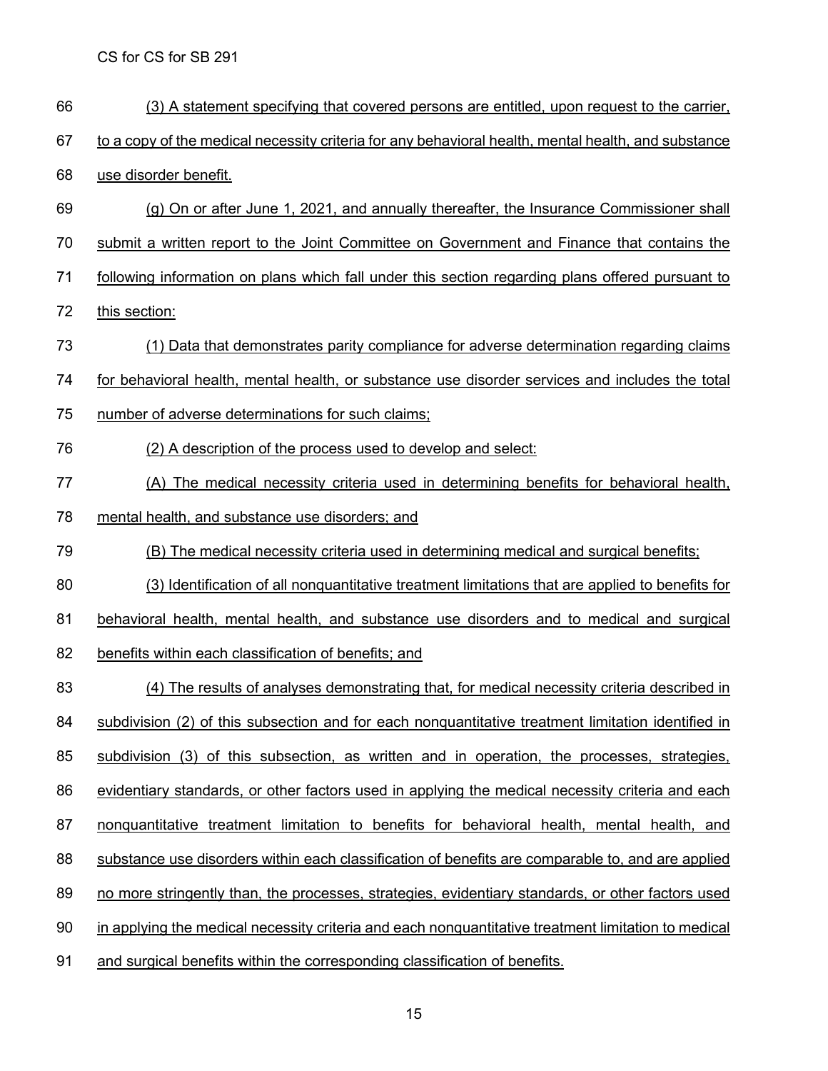(3) A statement specifying that covered persons are entitled, upon request to the carrier, to a copy of the medical necessity criteria for any behavioral health, mental health, and substance use disorder benefit.

(g) On or after June 1, 2021, and annually thereafter, the Insurance Commissioner shall submit a written report to the Joint Committee on Government and Finance that contains the following information on plans which fall under this section regarding plans offered pursuant to this section:

(1) Data that demonstrates parity compliance for adverse determination regarding claims for behavioral health, mental health, or substance use disorder services and includes the total number of adverse determinations for such claims;

(2) A description of the process used to develop and select:

(A) The medical necessity criteria used in determining benefits for behavioral health, mental health, and substance use disorders; and

(B) The medical necessity criteria used in determining medical and surgical benefits;

(3) Identification of all nonquantitative treatment limitations that are applied to benefits for behavioral health, mental health, and substance use disorders and to medical and surgical benefits within each classification of benefits; and

(4) The results of analyses demonstrating that, for medical necessity criteria described in subdivision (2) of this subsection and for each nonquantitative treatment limitation identified in subdivision (3) of this subsection, as written and in operation, the processes, strategies, evidentiary standards, or other factors used in applying the medical necessity criteria and each nonquantitative treatment limitation to benefits for behavioral health, mental health, and substance use disorders within each classification of benefits are comparable to, and are applied no more stringently than, the processes, strategies, evidentiary standards, or other factors used in applying the medical necessity criteria and each nonquantitative treatment limitation to medical and surgical benefits within the corresponding classification of benefits.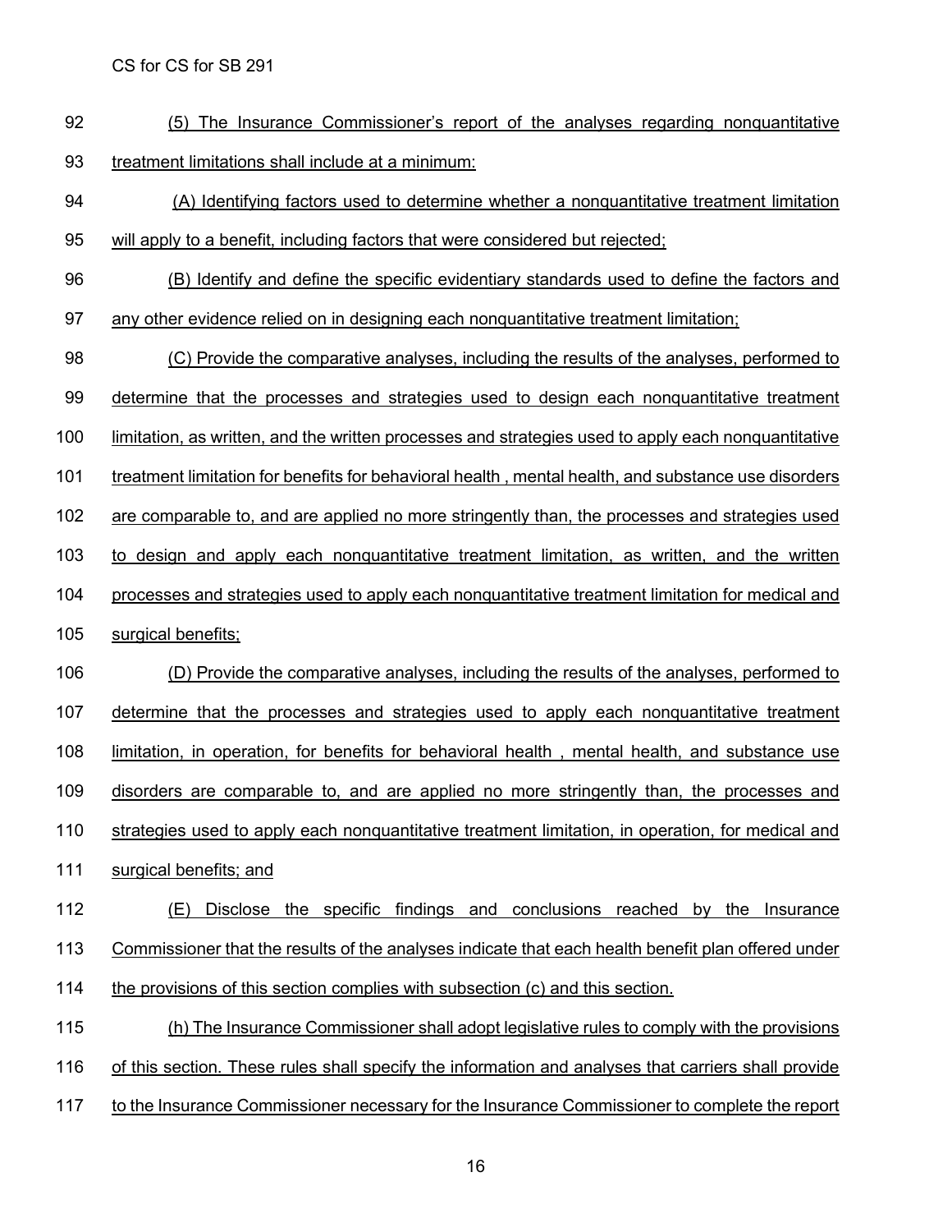(5) The Insurance Commissioner's report of the analyses regarding nonquantitative treatment limitations shall include at a minimum:

(A) Identifying factors used to determine whether a nonquantitative treatment limitation will apply to a benefit, including factors that were considered but rejected;

(B) Identify and define the specific evidentiary standards used to define the factors and any other evidence relied on in designing each nonquantitative treatment limitation;

(C) Provide the comparative analyses, including the results of the analyses, performed to determine that the processes and strategies used to design each nonquantitative treatment limitation, as written, and the written processes and strategies used to apply each nonquantitative treatment limitation for benefits for behavioral health , mental health, and substance use disorders are comparable to, and are applied no more stringently than, the processes and strategies used to design and apply each nonquantitative treatment limitation, as written, and the written processes and strategies used to apply each nonquantitative treatment limitation for medical and surgical benefits;

(D) Provide the comparative analyses, including the results of the analyses, performed to determine that the processes and strategies used to apply each nonquantitative treatment limitation, in operation, for benefits for behavioral health , mental health, and substance use disorders are comparable to, and are applied no more stringently than, the processes and strategies used to apply each nonquantitative treatment limitation, in operation, for medical and surgical benefits; and

(E) Disclose the specific findings and conclusions reached by the Insurance Commissioner that the results of the analyses indicate that each health benefit plan offered under the provisions of this section complies with subsection (c) and this section.

(h) The Insurance Commissioner shall adopt legislative rules to comply with the provisions of this section. These rules shall specify the information and analyses that carriers shall provide to the Insurance Commissioner necessary for the Insurance Commissioner to complete the report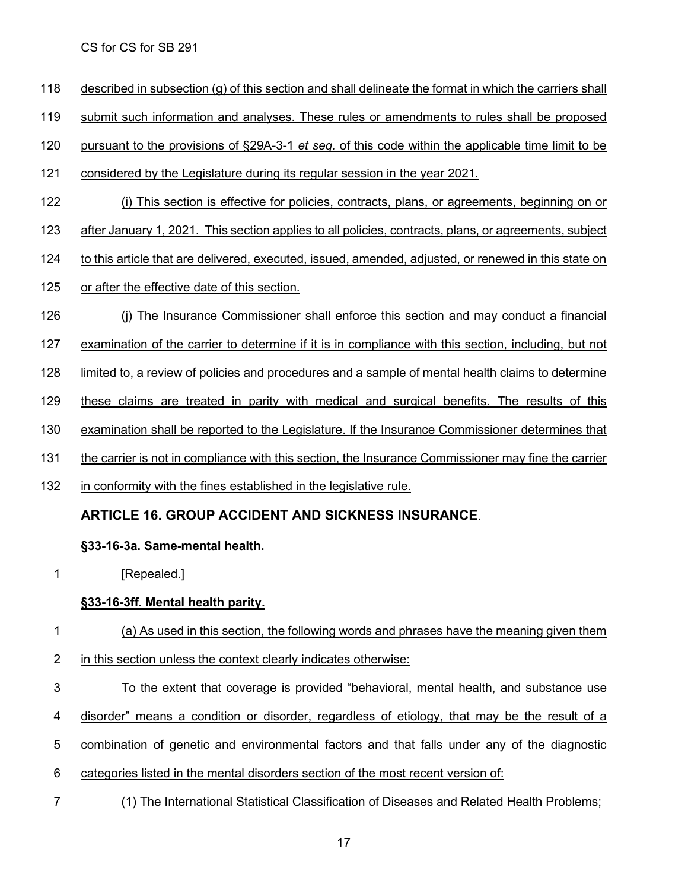described in subsection (g) of this section and shall delineate the format in which the carriers shall submit such information and analyses. These rules or amendments to rules shall be proposed pursuant to the provisions of §29A-3-1 *et seq.* of this code within the applicable time limit to be considered by the Legislature during its regular session in the year 2021.

(i) This section is effective for policies, contracts, plans, or agreements, beginning on or after January 1, 2021. This section applies to all policies, contracts, plans, or agreements, subject to this article that are delivered, executed, issued, amended, adjusted, or renewed in this state on or after the effective date of this section.

(j) The Insurance Commissioner shall enforce this section and may conduct a financial examination of the carrier to determine if it is in compliance with this section, including, but not limited to, a review of policies and procedures and a sample of mental health claims to determine these claims are treated in parity with medical and surgical benefits. The results of this examination shall be reported to the Legislature. If the Insurance Commissioner determines that the carrier is not in compliance with this section, the Insurance Commissioner may fine the carrier in conformity with the fines established in the legislative rule.

## ARTICLE 16. GROUP ACCIDENT AND SICKNESS INSURANCE.

### §33-16-3a. Same-mental health.

[Repealed.]

### §33-16-3ff. Mental health parity.

(a) As used in this section, the following words and phrases have the meaning given them in this section unless the context clearly indicates otherwise:

To the extent that coverage is provided "behavioral, mental health, and substance use disorder" means a condition or disorder, regardless of etiology, that may be the result of a combination of genetic and environmental factors and that falls under any of the diagnostic categories listed in the mental disorders section of the most recent version of:

(1) The International Statistical Classification of Diseases and Related Health Problems;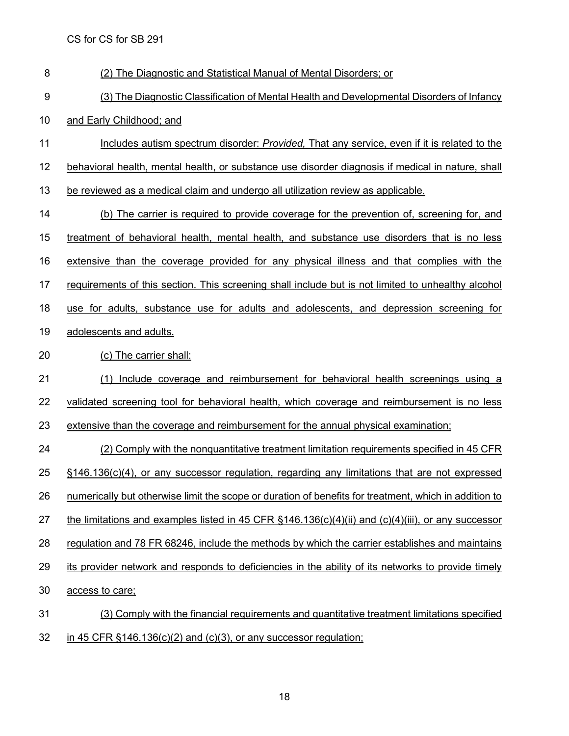(2) The Diagnostic and Statistical Manual of Mental Disorders; or

(3) The Diagnostic Classification of Mental Health and Developmental Disorders of Infancy and Early Childhood; and

Includes autism spectrum disorder: *Provided,* That any service, even if it is related to the behavioral health, mental health, or substance use disorder diagnosis if medical in nature, shall be reviewed as a medical claim and undergo all utilization review as applicable.

(b) The carrier is required to provide coverage for the prevention of, screening for, and treatment of behavioral health, mental health, and substance use disorders that is no less extensive than the coverage provided for any physical illness and that complies with the requirements of this section. This screening shall include but is not limited to unhealthy alcohol use for adults, substance use for adults and adolescents, and depression screening for adolescents and adults.

(c) The carrier shall:

(1) Include coverage and reimbursement for behavioral health screenings using a validated screening tool for behavioral health, which coverage and reimbursement is no less extensive than the coverage and reimbursement for the annual physical examination;

(2) Comply with the nonquantitative treatment limitation requirements specified in 45 CFR §146.136(c)(4), or any successor regulation, regarding any limitations that are not expressed numerically but otherwise limit the scope or duration of benefits for treatment, which in addition to the limitations and examples listed in 45 CFR §146.136(c)(4)(ii) and (c)(4)(iii), or any successor regulation and 78 FR 68246, include the methods by which the carrier establishes and maintains its provider network and responds to deficiencies in the ability of its networks to provide timely access to care;

(3) Comply with the financial requirements and quantitative treatment limitations specified in 45 CFR §146.136(c)(2) and (c)(3), or any successor regulation;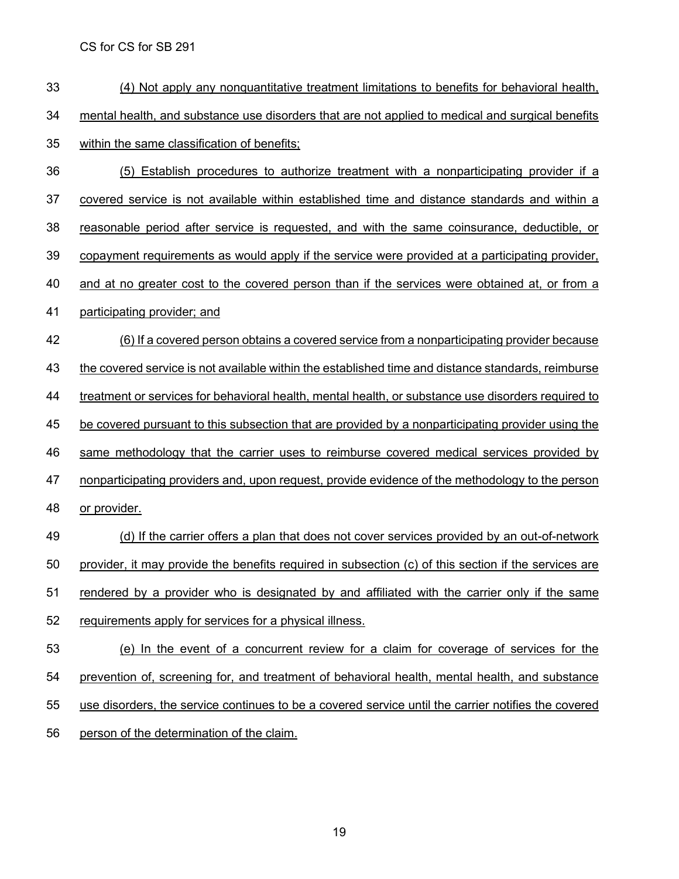(4) Not apply any nonquantitative treatment limitations to benefits for behavioral health, mental health, and substance use disorders that are not applied to medical and surgical benefits within the same classification of benefits;

(5) Establish procedures to authorize treatment with a nonparticipating provider if a covered service is not available within established time and distance standards and within a reasonable period after service is requested, and with the same coinsurance, deductible, or copayment requirements as would apply if the service were provided at a participating provider, and at no greater cost to the covered person than if the services were obtained at, or from a participating provider; and

(6) If a covered person obtains a covered service from a nonparticipating provider because the covered service is not available within the established time and distance standards, reimburse treatment or services for behavioral health, mental health, or substance use disorders required to be covered pursuant to this subsection that are provided by a nonparticipating provider using the same methodology that the carrier uses to reimburse covered medical services provided by nonparticipating providers and, upon request, provide evidence of the methodology to the person or provider.

(d) If the carrier offers a plan that does not cover services provided by an out-of-network provider, it may provide the benefits required in subsection (c) of this section if the services are rendered by a provider who is designated by and affiliated with the carrier only if the same requirements apply for services for a physical illness.

(e) In the event of a concurrent review for a claim for coverage of services for the prevention of, screening for, and treatment of behavioral health, mental health, and substance use disorders, the service continues to be a covered service until the carrier notifies the covered person of the determination of the claim.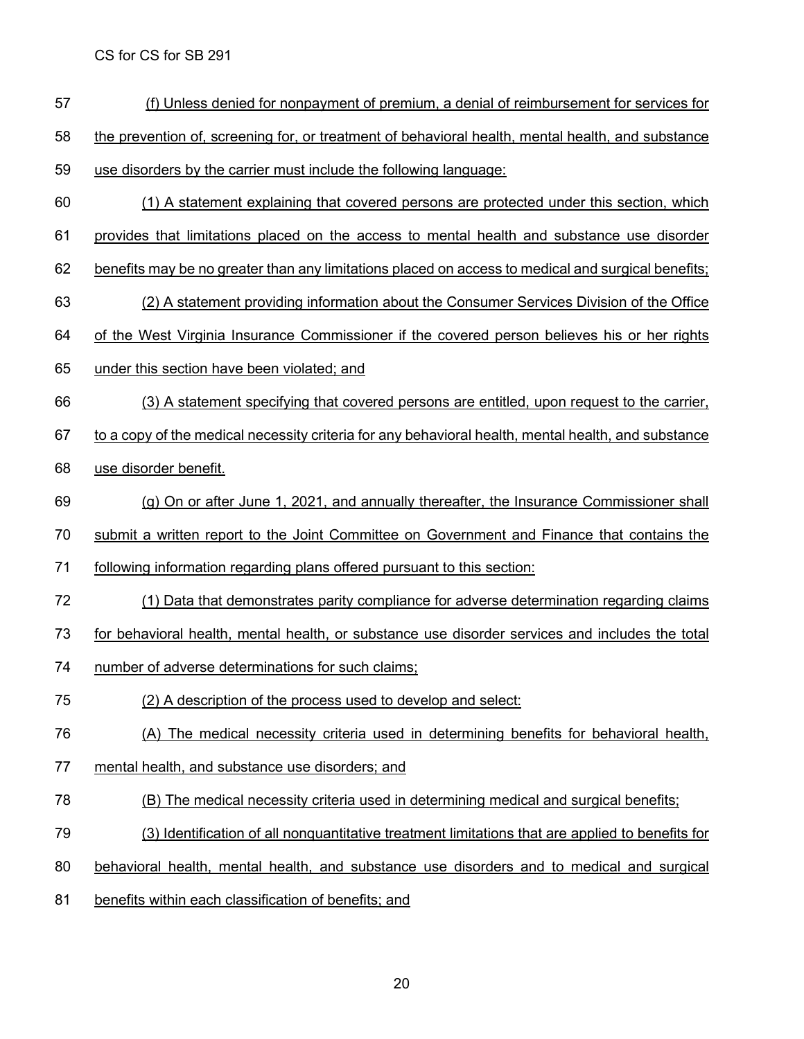(f) Unless denied for nonpayment of premium, a denial of reimbursement for services for the prevention of, screening for, or treatment of behavioral health, mental health, and substance use disorders by the carrier must include the following language:

(1) A statement explaining that covered persons are protected under this section, which provides that limitations placed on the access to mental health and substance use disorder benefits may be no greater than any limitations placed on access to medical and surgical benefits;

(2) A statement providing information about the Consumer Services Division of the Office of the West Virginia Insurance Commissioner if the covered person believes his or her rights under this section have been violated; and

(3) A statement specifying that covered persons are entitled, upon request to the carrier, to a copy of the medical necessity criteria for any behavioral health, mental health, and substance use disorder benefit.

(g) On or after June 1, 2021, and annually thereafter, the Insurance Commissioner shall submit a written report to the Joint Committee on Government and Finance that contains the following information regarding plans offered pursuant to this section:

(1) Data that demonstrates parity compliance for adverse determination regarding claims for behavioral health, mental health, or substance use disorder services and includes the total number of adverse determinations for such claims;

(2) A description of the process used to develop and select:

(A) The medical necessity criteria used in determining benefits for behavioral health, mental health, and substance use disorders; and

(B) The medical necessity criteria used in determining medical and surgical benefits;

(3) Identification of all nonquantitative treatment limitations that are applied to benefits for behavioral health, mental health, and substance use disorders and to medical and surgical benefits within each classification of benefits; and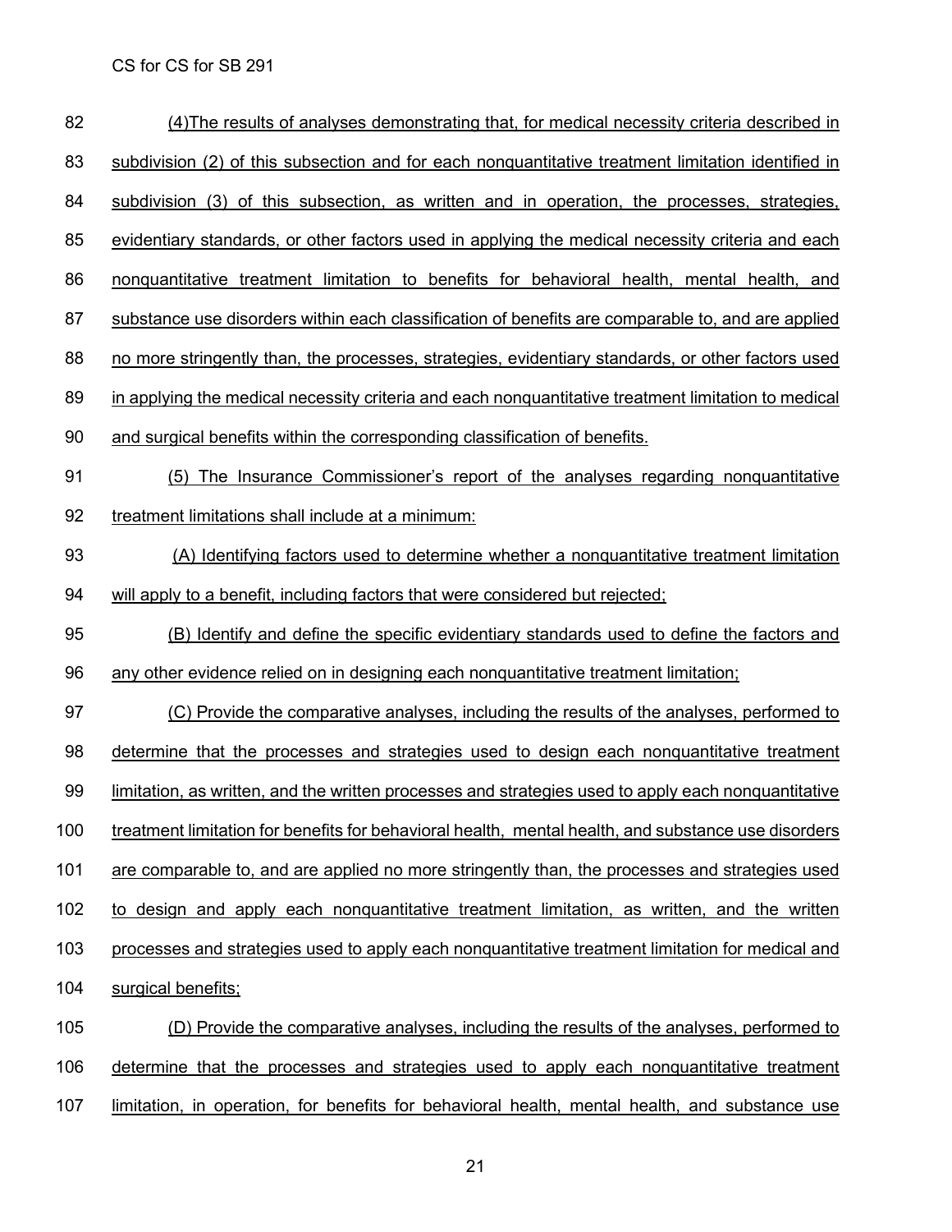(4)The results of analyses demonstrating that, for medical necessity criteria described in subdivision (2) of this subsection and for each nonquantitative treatment limitation identified in subdivision (3) of this subsection, as written and in operation, the processes, strategies, evidentiary standards, or other factors used in applying the medical necessity criteria and each nonquantitative treatment limitation to benefits for behavioral health, mental health, and substance use disorders within each classification of benefits are comparable to, and are applied no more stringently than, the processes, strategies, evidentiary standards, or other factors used in applying the medical necessity criteria and each nonquantitative treatment limitation to medical and surgical benefits within the corresponding classification of benefits.

(5) The Insurance Commissioner's report of the analyses regarding nonquantitative treatment limitations shall include at a minimum:

(A) Identifying factors used to determine whether a nonquantitative treatment limitation will apply to a benefit, including factors that were considered but rejected;

(B) Identify and define the specific evidentiary standards used to define the factors and any other evidence relied on in designing each nonquantitative treatment limitation;

(C) Provide the comparative analyses, including the results of the analyses, performed to determine that the processes and strategies used to design each nonquantitative treatment limitation, as written, and the written processes and strategies used to apply each nonquantitative treatment limitation for benefits for behavioral health, mental health, and substance use disorders are comparable to, and are applied no more stringently than, the processes and strategies used to design and apply each nonquantitative treatment limitation, as written, and the written processes and strategies used to apply each nonquantitative treatment limitation for medical and surgical benefits;

(D) Provide the comparative analyses, including the results of the analyses, performed to determine that the processes and strategies used to apply each nonquantitative treatment limitation, in operation, for benefits for behavioral health, mental health, and substance use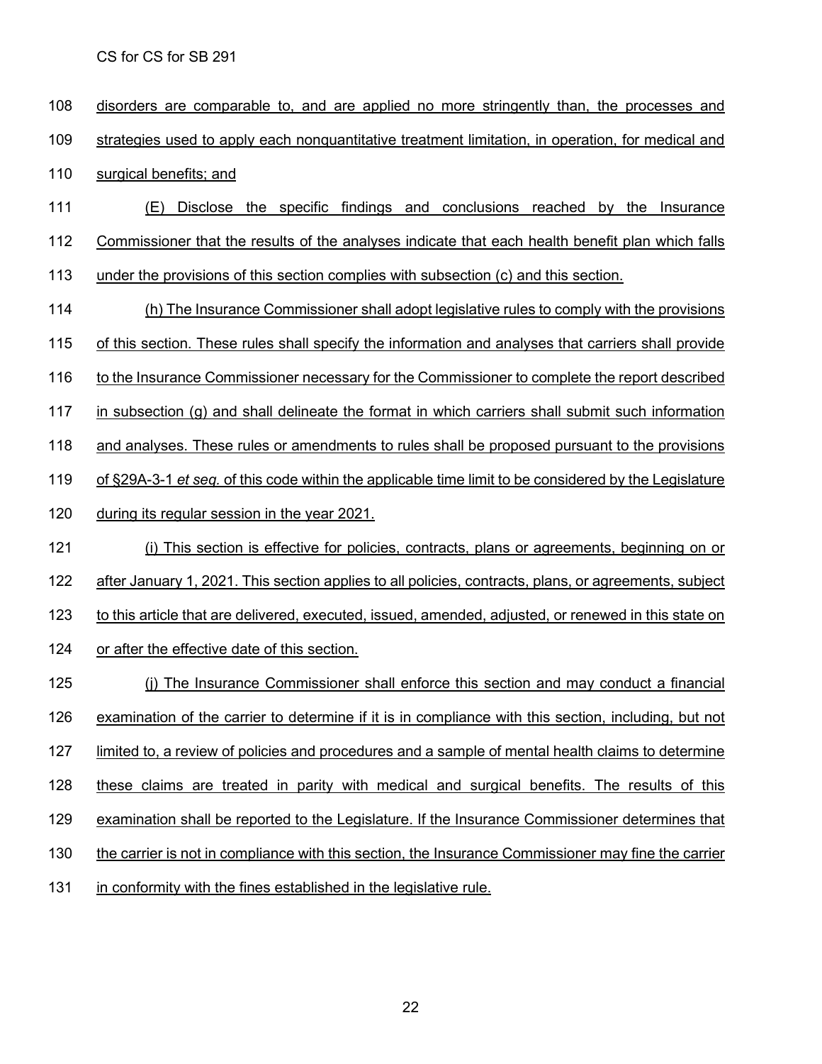disorders are comparable to, and are applied no more stringently than, the processes and strategies used to apply each nonquantitative treatment limitation, in operation, for medical and surgical benefits; and

(E) Disclose the specific findings and conclusions reached by the Insurance Commissioner that the results of the analyses indicate that each health benefit plan which falls under the provisions of this section complies with subsection (c) and this section.

(h) The Insurance Commissioner shall adopt legislative rules to comply with the provisions of this section. These rules shall specify the information and analyses that carriers shall provide to the Insurance Commissioner necessary for the Commissioner to complete the report described in subsection (g) and shall delineate the format in which carriers shall submit such information and analyses. These rules or amendments to rules shall be proposed pursuant to the provisions of §29A-3-1 *et seq.* of this code within the applicable time limit to be considered by the Legislature during its regular session in the year 2021.

(i) This section is effective for policies, contracts, plans or agreements, beginning on or after January 1, 2021. This section applies to all policies, contracts, plans, or agreements, subject to this article that are delivered, executed, issued, amended, adjusted, or renewed in this state on or after the effective date of this section.

(j) The Insurance Commissioner shall enforce this section and may conduct a financial examination of the carrier to determine if it is in compliance with this section, including, but not limited to, a review of policies and procedures and a sample of mental health claims to determine these claims are treated in parity with medical and surgical benefits. The results of this examination shall be reported to the Legislature. If the Insurance Commissioner determines that the carrier is not in compliance with this section, the Insurance Commissioner may fine the carrier in conformity with the fines established in the legislative rule.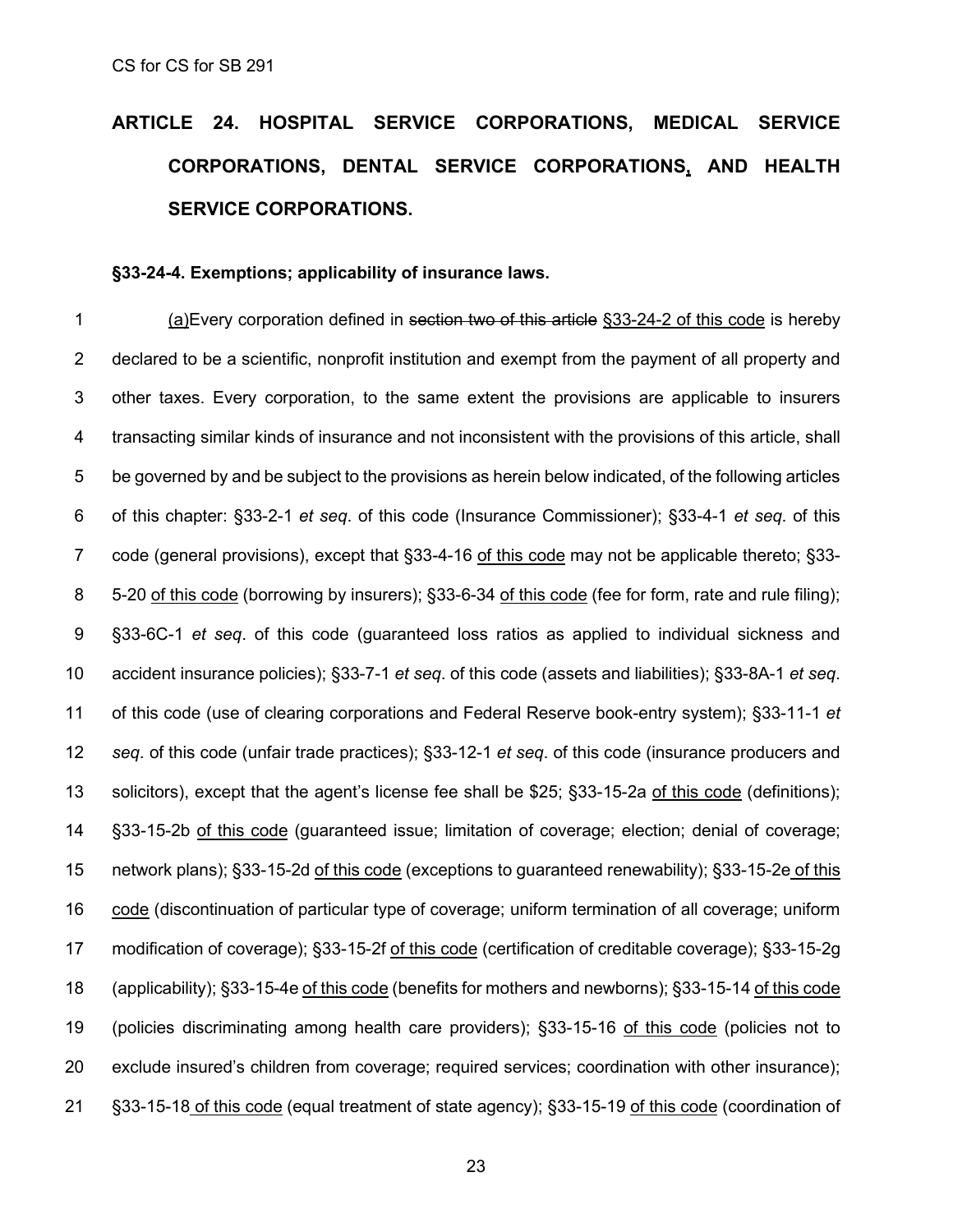## ARTICLE 24. HOSPITAL SERVICE CORPORATIONS, MEDICAL SERVICE CORPORATIONS, DENTAL SERVICE CORPORATIONS, AND HEALTH SERVICE CORPORATIONS.

### §33-24-4. Exemptions; applicability of insurance laws.

(a)Every corporation defined in ~~section two of this article~~ §33-24-2 of this code is hereby declared to be a scientific, nonprofit institution and exempt from the payment of all property and other taxes. Every corporation, to the same extent the provisions are applicable to insurers transacting similar kinds of insurance and not inconsistent with the provisions of this article, shall be governed by and be subject to the provisions as herein below indicated, of the following articles of this chapter: §33-2-1 *et seq*. of this code (Insurance Commissioner); §33-4-1 *et seq*. of this code (general provisions), except that §33-4-16 of this code may not be applicable thereto; §33-5-20 of this code (borrowing by insurers); §33-6-34 of this code (fee for form, rate and rule filing); §33-6C-1 *et seq*. of this code (guaranteed loss ratios as applied to individual sickness and accident insurance policies); §33-7-1 *et seq*. of this code (assets and liabilities); §33-8A-1 *et seq*. of this code (use of clearing corporations and Federal Reserve book-entry system); §33-11-1 *et seq*. of this code (unfair trade practices); §33-12-1 *et seq*. of this code (insurance producers and solicitors), except that the agent's license fee shall be $25; §33-15-2a of this code (definitions); §33-15-2b of this code (guaranteed issue; limitation of coverage; election; denial of coverage; network plans); §33-15-2d of this code (exceptions to guaranteed renewability); §33-15-2e of this code (discontinuation of particular type of coverage; uniform termination of all coverage; uniform modification of coverage); §33-15-2f of this code (certification of creditable coverage); §33-15-2g (applicability); §33-15-4e of this code (benefits for mothers and newborns); §33-15-14 of this code (policies discriminating among health care providers); §33-15-16 of this code (policies not to exclude insured's children from coverage; required services; coordination with other insurance); §33-15-18 of this code (equal treatment of state agency); §33-15-19 of this code (coordination of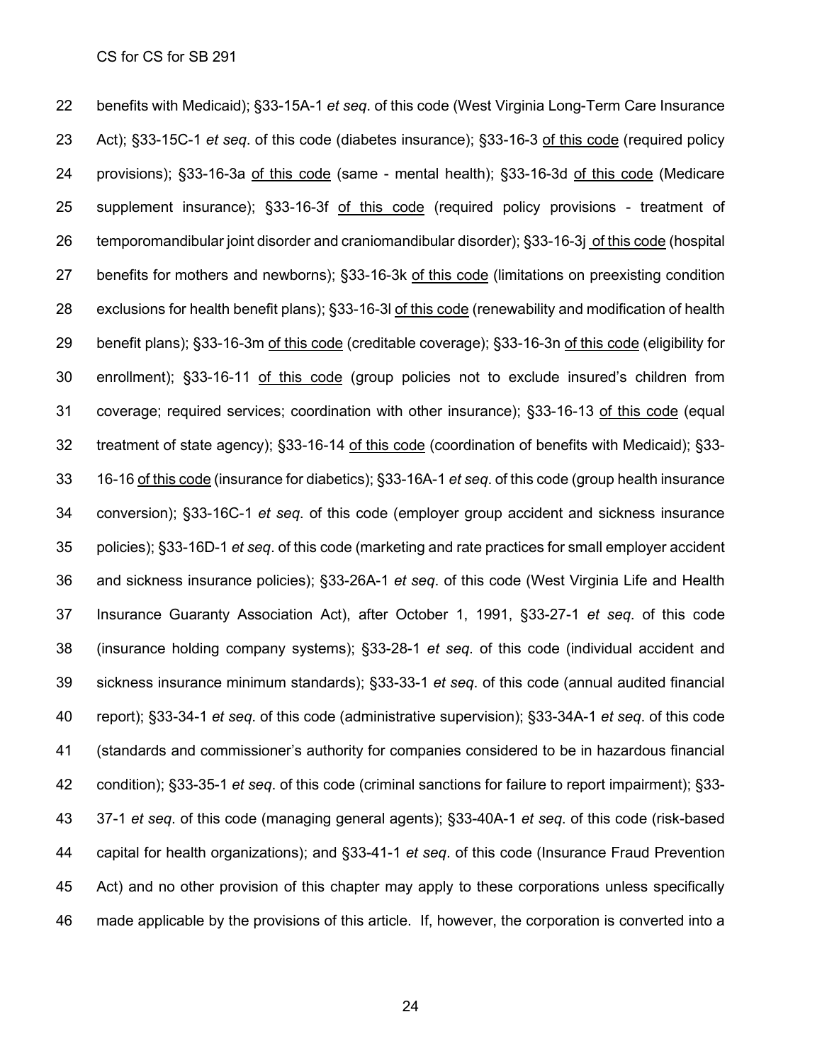benefits with Medicaid); §33-15A-1 *et seq*. of this code (West Virginia Long-Term Care Insurance Act); §33-15C-1 *et seq*. of this code (diabetes insurance); §33-16-3 <u>of this code</u> (required policy provisions); §33-16-3a <u>of this code</u> (same - mental health); §33-16-3d <u>of this code</u> (Medicare supplement insurance); §33-16-3f <u>of this code</u> (required policy provisions - treatment of temporomandibular joint disorder and craniomandibular disorder); §33-16-3j <u>of this code</u> (hospital benefits for mothers and newborns); §33-16-3k <u>of this code</u> (limitations on preexisting condition exclusions for health benefit plans); §33-16-3l <u>of this code</u> (renewability and modification of health benefit plans); §33-16-3m <u>of this code</u> (creditable coverage); §33-16-3n <u>of this code</u> (eligibility for enrollment); §33-16-11 <u>of this code</u> (group policies not to exclude insured's children from coverage; required services; coordination with other insurance); §33-16-13 <u>of this code</u> (equal treatment of state agency); §33-16-14 <u>of this code</u> (coordination of benefits with Medicaid); §33-16-16 <u>of this code</u> (insurance for diabetics); §33-16A-1 *et seq*. of this code (group health insurance conversion); §33-16C-1 *et seq*. of this code (employer group accident and sickness insurance policies); §33-16D-1 *et seq*. of this code (marketing and rate practices for small employer accident and sickness insurance policies); §33-26A-1 *et seq*. of this code (West Virginia Life and Health Insurance Guaranty Association Act), after October 1, 1991, §33-27-1 *et seq*. of this code (insurance holding company systems); §33-28-1 *et seq*. of this code (individual accident and sickness insurance minimum standards); §33-33-1 *et seq*. of this code (annual audited financial report); §33-34-1 *et seq*. of this code (administrative supervision); §33-34A-1 *et seq*. of this code (standards and commissioner's authority for companies considered to be in hazardous financial condition); §33-35-1 *et seq*. of this code (criminal sanctions for failure to report impairment); §33-37-1 *et seq*. of this code (managing general agents); §33-40A-1 *et seq*. of this code (risk-based capital for health organizations); and §33-41-1 *et seq*. of this code (Insurance Fraud Prevention Act) and no other provision of this chapter may apply to these corporations unless specifically made applicable by the provisions of this article. If, however, the corporation is converted into a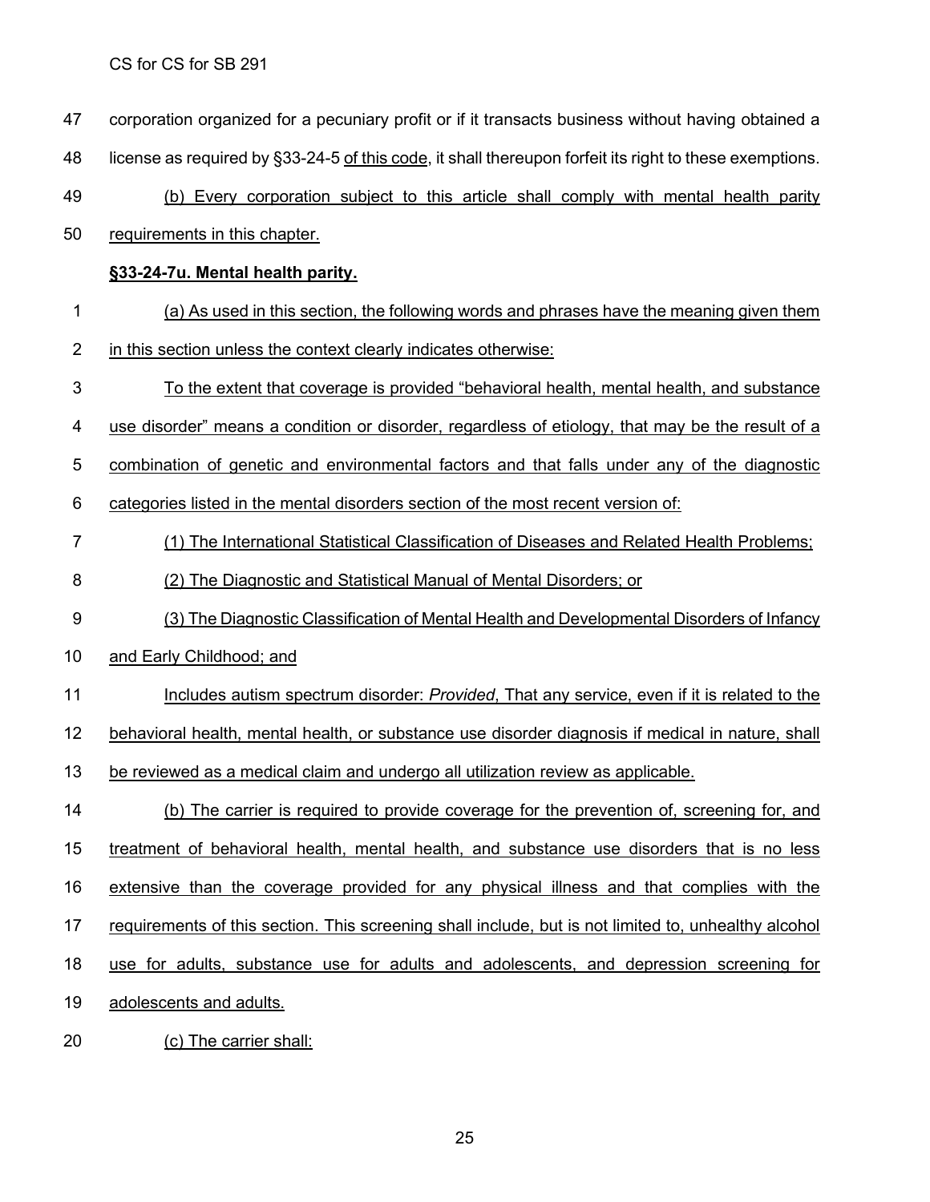corporation organized for a pecuniary profit or if it transacts business without having obtained a license as required by §33-24-5 of this code, it shall thereupon forfeit its right to these exemptions.

(b) Every corporation subject to this article shall comply with mental health parity requirements in this chapter.

**§33-24-7u. Mental health parity.**

(a) As used in this section, the following words and phrases have the meaning given them in this section unless the context clearly indicates otherwise:

To the extent that coverage is provided "behavioral health, mental health, and substance use disorder" means a condition or disorder, regardless of etiology, that may be the result of a combination of genetic and environmental factors and that falls under any of the diagnostic categories listed in the mental disorders section of the most recent version of:

(1) The International Statistical Classification of Diseases and Related Health Problems;

(2) The Diagnostic and Statistical Manual of Mental Disorders; or

(3) The Diagnostic Classification of Mental Health and Developmental Disorders of Infancy and Early Childhood; and

Includes autism spectrum disorder: *Provided*, That any service, even if it is related to the behavioral health, mental health, or substance use disorder diagnosis if medical in nature, shall be reviewed as a medical claim and undergo all utilization review as applicable.

(b) The carrier is required to provide coverage for the prevention of, screening for, and treatment of behavioral health, mental health, and substance use disorders that is no less extensive than the coverage provided for any physical illness and that complies with the requirements of this section. This screening shall include, but is not limited to, unhealthy alcohol use for adults, substance use for adults and adolescents, and depression screening for adolescents and adults.

(c) The carrier shall: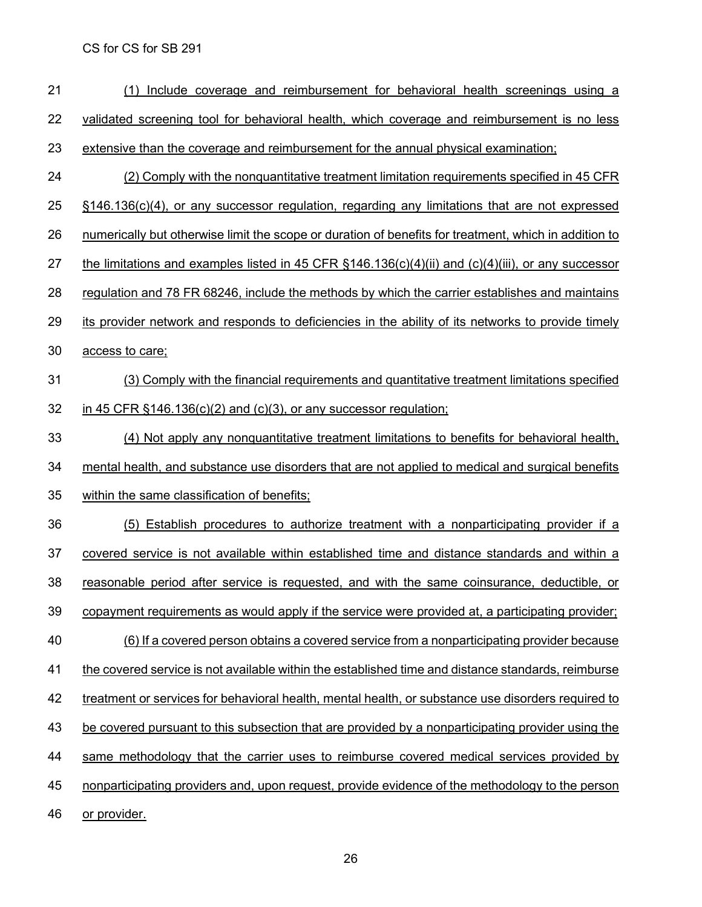(1) Include coverage and reimbursement for behavioral health screenings using a validated screening tool for behavioral health, which coverage and reimbursement is no less extensive than the coverage and reimbursement for the annual physical examination;

(2) Comply with the nonquantitative treatment limitation requirements specified in 45 CFR §146.136(c)(4), or any successor regulation, regarding any limitations that are not expressed numerically but otherwise limit the scope or duration of benefits for treatment, which in addition to the limitations and examples listed in 45 CFR §146.136(c)(4)(ii) and (c)(4)(iii), or any successor regulation and 78 FR 68246, include the methods by which the carrier establishes and maintains its provider network and responds to deficiencies in the ability of its networks to provide timely access to care;

(3) Comply with the financial requirements and quantitative treatment limitations specified in 45 CFR §146.136(c)(2) and (c)(3), or any successor regulation;

(4) Not apply any nonquantitative treatment limitations to benefits for behavioral health, mental health, and substance use disorders that are not applied to medical and surgical benefits within the same classification of benefits;

(5) Establish procedures to authorize treatment with a nonparticipating provider if a covered service is not available within established time and distance standards and within a reasonable period after service is requested, and with the same coinsurance, deductible, or copayment requirements as would apply if the service were provided at, a participating provider;

(6) If a covered person obtains a covered service from a nonparticipating provider because the covered service is not available within the established time and distance standards, reimburse treatment or services for behavioral health, mental health, or substance use disorders required to be covered pursuant to this subsection that are provided by a nonparticipating provider using the same methodology that the carrier uses to reimburse covered medical services provided by nonparticipating providers and, upon request, provide evidence of the methodology to the person or provider.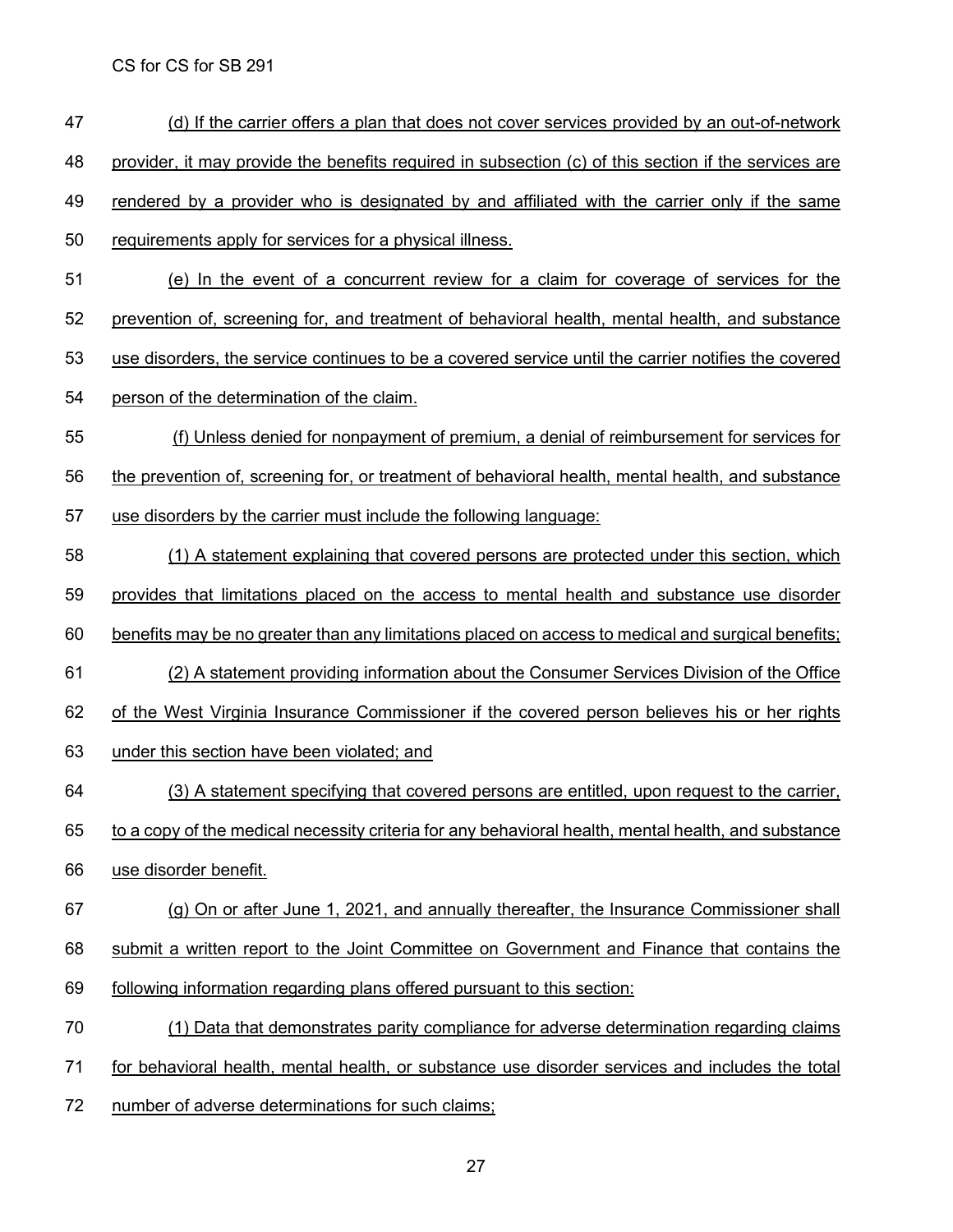(d) If the carrier offers a plan that does not cover services provided by an out-of-network provider, it may provide the benefits required in subsection (c) of this section if the services are rendered by a provider who is designated by and affiliated with the carrier only if the same requirements apply for services for a physical illness.

(e) In the event of a concurrent review for a claim for coverage of services for the prevention of, screening for, and treatment of behavioral health, mental health, and substance use disorders, the service continues to be a covered service until the carrier notifies the covered person of the determination of the claim.

(f) Unless denied for nonpayment of premium, a denial of reimbursement for services for the prevention of, screening for, or treatment of behavioral health, mental health, and substance use disorders by the carrier must include the following language:

(1) A statement explaining that covered persons are protected under this section, which provides that limitations placed on the access to mental health and substance use disorder benefits may be no greater than any limitations placed on access to medical and surgical benefits;

(2) A statement providing information about the Consumer Services Division of the Office of the West Virginia Insurance Commissioner if the covered person believes his or her rights under this section have been violated; and

(3) A statement specifying that covered persons are entitled, upon request to the carrier, to a copy of the medical necessity criteria for any behavioral health, mental health, and substance use disorder benefit.

(g) On or after June 1, 2021, and annually thereafter, the Insurance Commissioner shall submit a written report to the Joint Committee on Government and Finance that contains the following information regarding plans offered pursuant to this section:

(1) Data that demonstrates parity compliance for adverse determination regarding claims for behavioral health, mental health, or substance use disorder services and includes the total number of adverse determinations for such claims;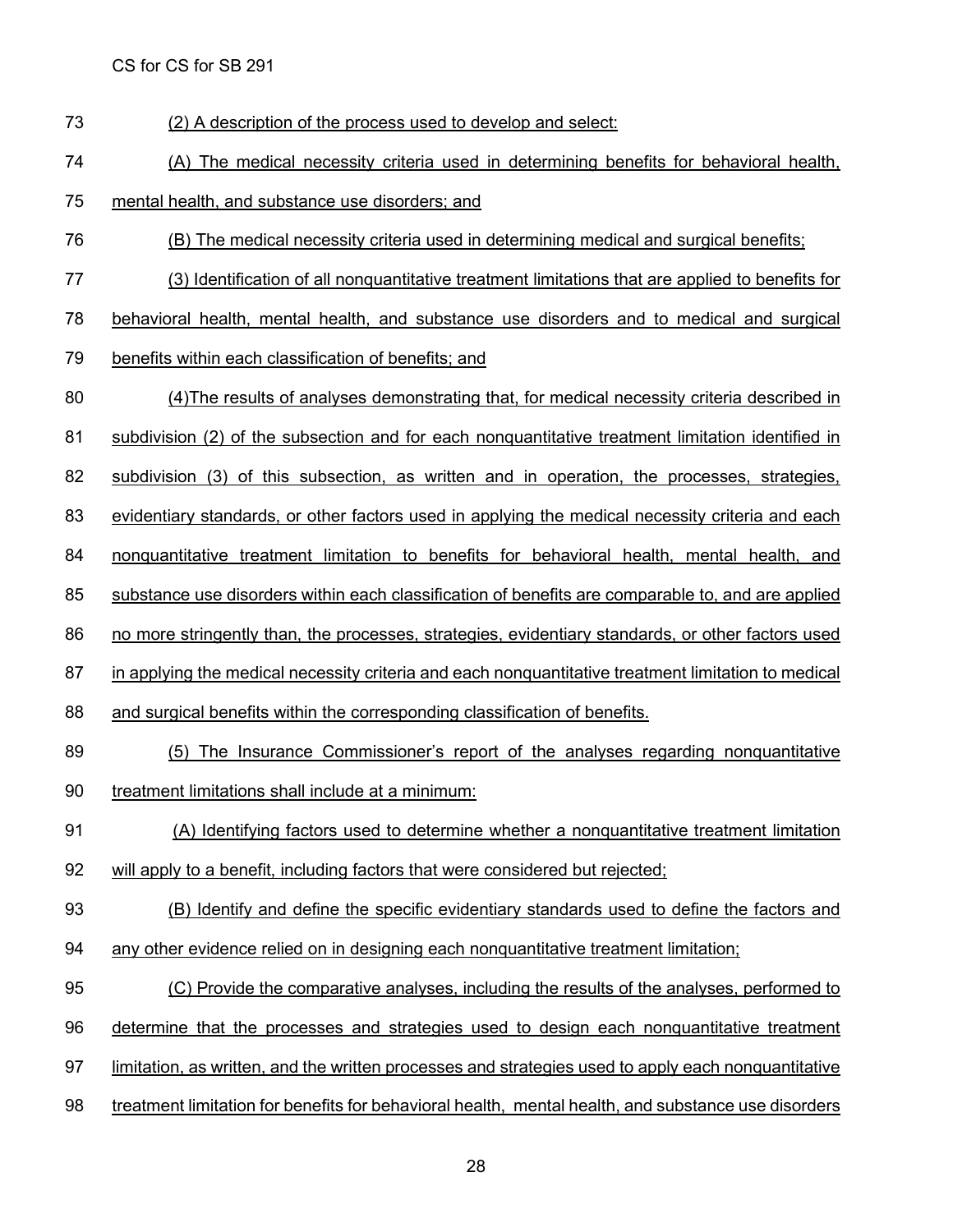(2) A description of the process used to develop and select:

(A) The medical necessity criteria used in determining benefits for behavioral health, mental health, and substance use disorders; and

(B) The medical necessity criteria used in determining medical and surgical benefits;

(3) Identification of all nonquantitative treatment limitations that are applied to benefits for behavioral health, mental health, and substance use disorders and to medical and surgical benefits within each classification of benefits; and

(4)The results of analyses demonstrating that, for medical necessity criteria described in subdivision (2) of the subsection and for each nonquantitative treatment limitation identified in subdivision (3) of this subsection, as written and in operation, the processes, strategies, evidentiary standards, or other factors used in applying the medical necessity criteria and each nonquantitative treatment limitation to benefits for behavioral health, mental health, and substance use disorders within each classification of benefits are comparable to, and are applied no more stringently than, the processes, strategies, evidentiary standards, or other factors used in applying the medical necessity criteria and each nonquantitative treatment limitation to medical and surgical benefits within the corresponding classification of benefits.

(5) The Insurance Commissioner's report of the analyses regarding nonquantitative treatment limitations shall include at a minimum:

(A) Identifying factors used to determine whether a nonquantitative treatment limitation will apply to a benefit, including factors that were considered but rejected;

(B) Identify and define the specific evidentiary standards used to define the factors and any other evidence relied on in designing each nonquantitative treatment limitation;

(C) Provide the comparative analyses, including the results of the analyses, performed to determine that the processes and strategies used to design each nonquantitative treatment limitation, as written, and the written processes and strategies used to apply each nonquantitative treatment limitation for benefits for behavioral health, mental health, and substance use disorders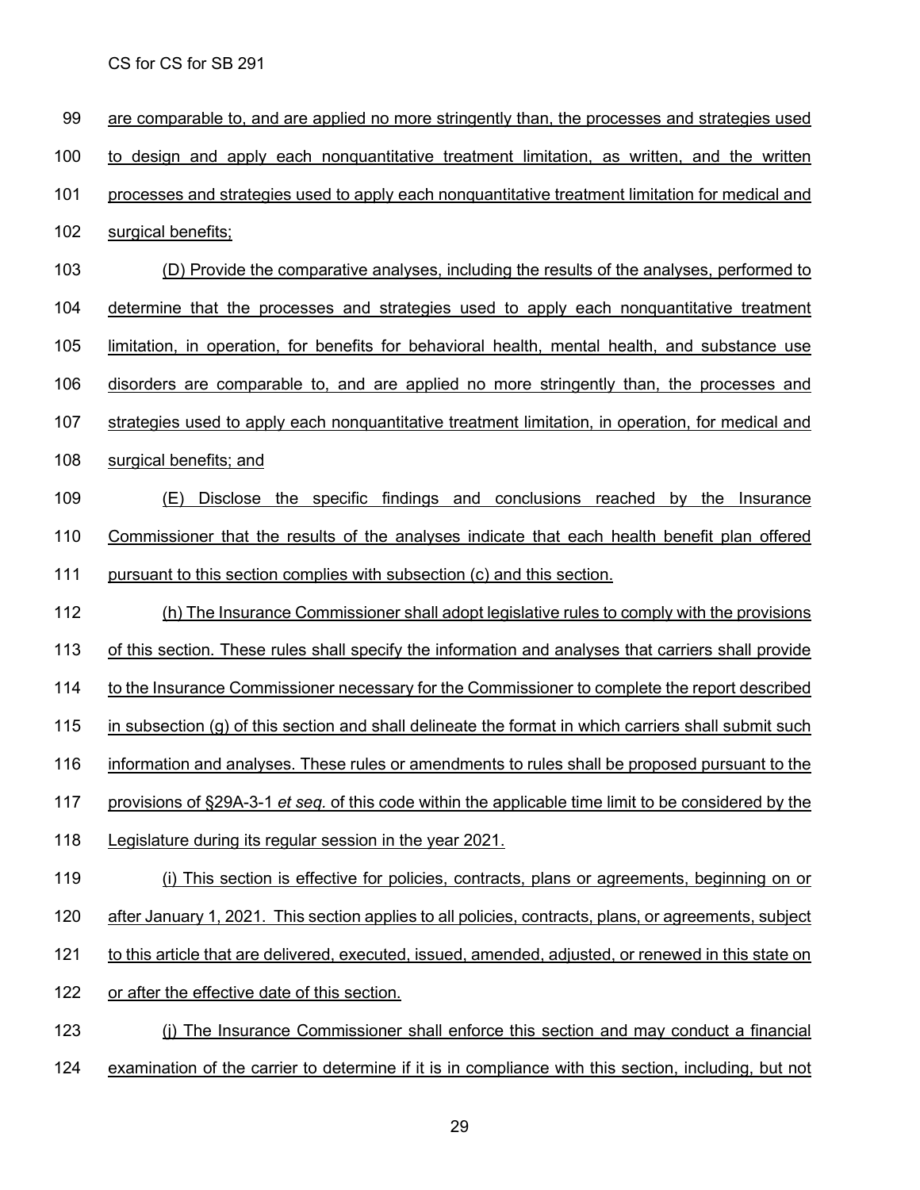are comparable to, and are applied no more stringently than, the processes and strategies used to design and apply each nonquantitative treatment limitation, as written, and the written processes and strategies used to apply each nonquantitative treatment limitation for medical and surgical benefits;

(D) Provide the comparative analyses, including the results of the analyses, performed to determine that the processes and strategies used to apply each nonquantitative treatment limitation, in operation, for benefits for behavioral health, mental health, and substance use disorders are comparable to, and are applied no more stringently than, the processes and strategies used to apply each nonquantitative treatment limitation, in operation, for medical and surgical benefits; and

(E) Disclose the specific findings and conclusions reached by the Insurance Commissioner that the results of the analyses indicate that each health benefit plan offered pursuant to this section complies with subsection (c) and this section.

(h) The Insurance Commissioner shall adopt legislative rules to comply with the provisions of this section. These rules shall specify the information and analyses that carriers shall provide to the Insurance Commissioner necessary for the Commissioner to complete the report described in subsection (g) of this section and shall delineate the format in which carriers shall submit such information and analyses. These rules or amendments to rules shall be proposed pursuant to the provisions of §29A-3-1 *et seq.* of this code within the applicable time limit to be considered by the Legislature during its regular session in the year 2021.

(i) This section is effective for policies, contracts, plans or agreements, beginning on or after January 1, 2021. This section applies to all policies, contracts, plans, or agreements, subject to this article that are delivered, executed, issued, amended, adjusted, or renewed in this state on or after the effective date of this section.

(j) The Insurance Commissioner shall enforce this section and may conduct a financial examination of the carrier to determine if it is in compliance with this section, including, but not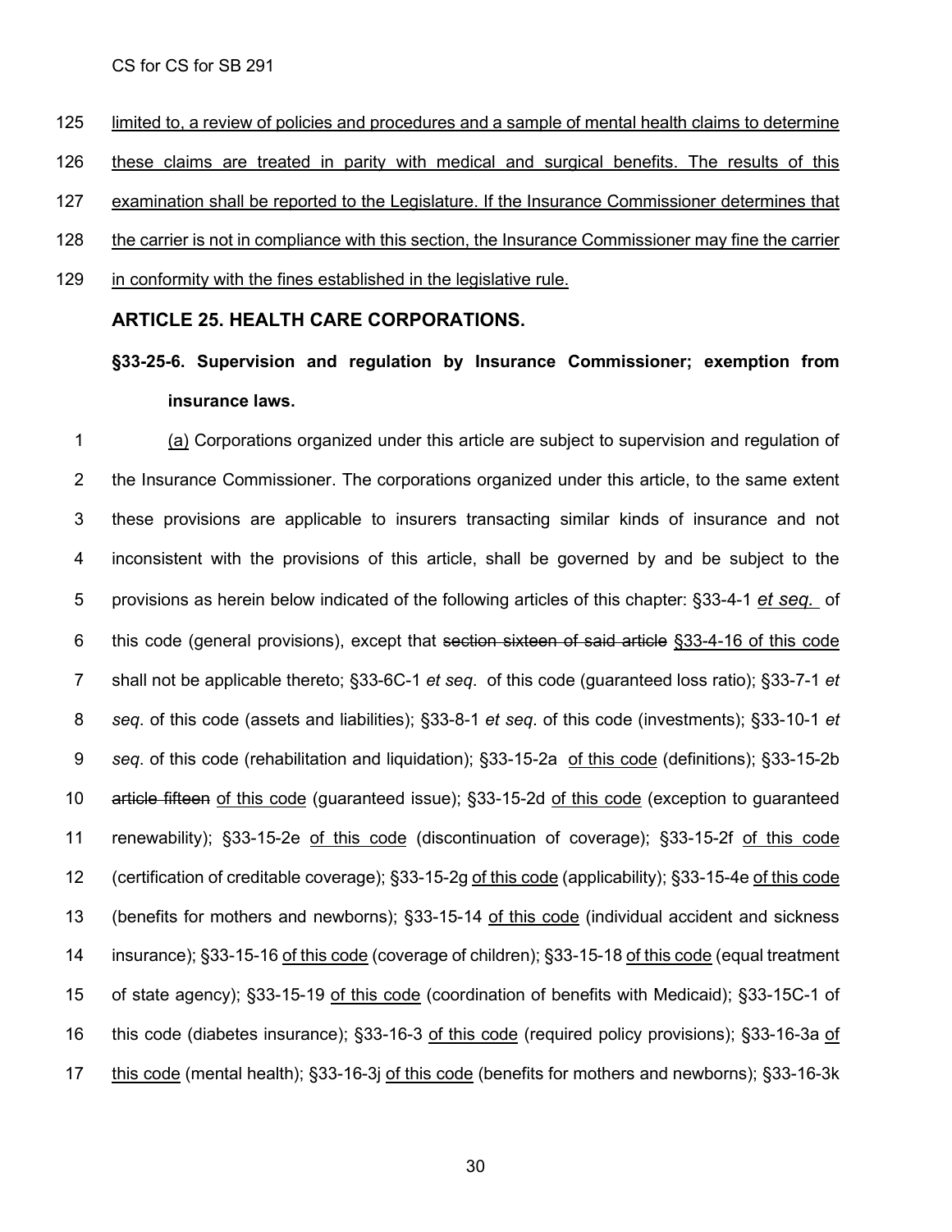limited to, a review of policies and procedures and a sample of mental health claims to determine these claims are treated in parity with medical and surgical benefits. The results of this examination shall be reported to the Legislature. If the Insurance Commissioner determines that the carrier is not in compliance with this section, the Insurance Commissioner may fine the carrier in conformity with the fines established in the legislative rule.

## ARTICLE 25. HEALTH CARE CORPORATIONS.

### §33-25-6. Supervision and regulation by Insurance Commissioner; exemption from insurance laws.

(a) Corporations organized under this article are subject to supervision and regulation of the Insurance Commissioner. The corporations organized under this article, to the same extent these provisions are applicable to insurers transacting similar kinds of insurance and not inconsistent with the provisions of this article, shall be governed by and be subject to the provisions as herein below indicated of the following articles of this chapter: §33-4-1 *et seq.* of this code (general provisions), except that ~~section sixteen of said article~~ §33-4-16 of this code shall not be applicable thereto; §33-6C-1 *et seq*. of this code (guaranteed loss ratio); §33-7-1 *et seq*. of this code (assets and liabilities); §33-8-1 *et seq*. of this code (investments); §33-10-1 *et seq*. of this code (rehabilitation and liquidation); §33-15-2a of this code (definitions); §33-15-2b ~~article fifteen~~ of this code (guaranteed issue); §33-15-2d of this code (exception to guaranteed renewability); §33-15-2e of this code (discontinuation of coverage); §33-15-2f of this code (certification of creditable coverage); §33-15-2g of this code (applicability); §33-15-4e of this code (benefits for mothers and newborns); §33-15-14 of this code (individual accident and sickness insurance); §33-15-16 of this code (coverage of children); §33-15-18 of this code (equal treatment of state agency); §33-15-19 of this code (coordination of benefits with Medicaid); §33-15C-1 of this code (diabetes insurance); §33-16-3 of this code (required policy provisions); §33-16-3a of this code (mental health); §33-16-3j of this code (benefits for mothers and newborns); §33-16-3k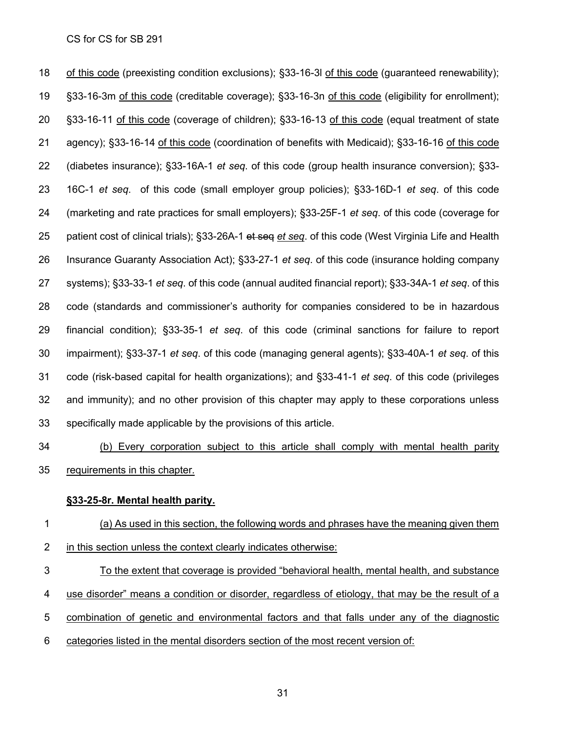of this code (preexisting condition exclusions); §33-16-3l of this code (guaranteed renewability); §33-16-3m of this code (creditable coverage); §33-16-3n of this code (eligibility for enrollment); §33-16-11 of this code (coverage of children); §33-16-13 of this code (equal treatment of state agency); §33-16-14 of this code (coordination of benefits with Medicaid); §33-16-16 of this code (diabetes insurance); §33-16A-1 *et seq*. of this code (group health insurance conversion); §33-16C-1 *et seq*. of this code (small employer group policies); §33-16D-1 *et seq*. of this code (marketing and rate practices for small employers); §33-25F-1 *et seq*. of this code (coverage for patient cost of clinical trials); §33-26A-1 ~~et seq~~ *et seq*. of this code (West Virginia Life and Health Insurance Guaranty Association Act); §33-27-1 *et seq*. of this code (insurance holding company systems); §33-33-1 *et seq*. of this code (annual audited financial report); §33-34A-1 *et seq*. of this code (standards and commissioner's authority for companies considered to be in hazardous financial condition); §33-35-1 *et seq*. of this code (criminal sanctions for failure to report impairment); §33-37-1 *et seq*. of this code (managing general agents); §33-40A-1 *et seq*. of this code (risk-based capital for health organizations); and §33-41-1 *et seq*. of this code (privileges and immunity); and no other provision of this chapter may apply to these corporations unless specifically made applicable by the provisions of this article.

(b) Every corporation subject to this article shall comply with mental health parity requirements in this chapter.

**§33-25-8r. Mental health parity.**

(a) As used in this section, the following words and phrases have the meaning given them in this section unless the context clearly indicates otherwise:

To the extent that coverage is provided "behavioral health, mental health, and substance use disorder" means a condition or disorder, regardless of etiology, that may be the result of a combination of genetic and environmental factors and that falls under any of the diagnostic categories listed in the mental disorders section of the most recent version of: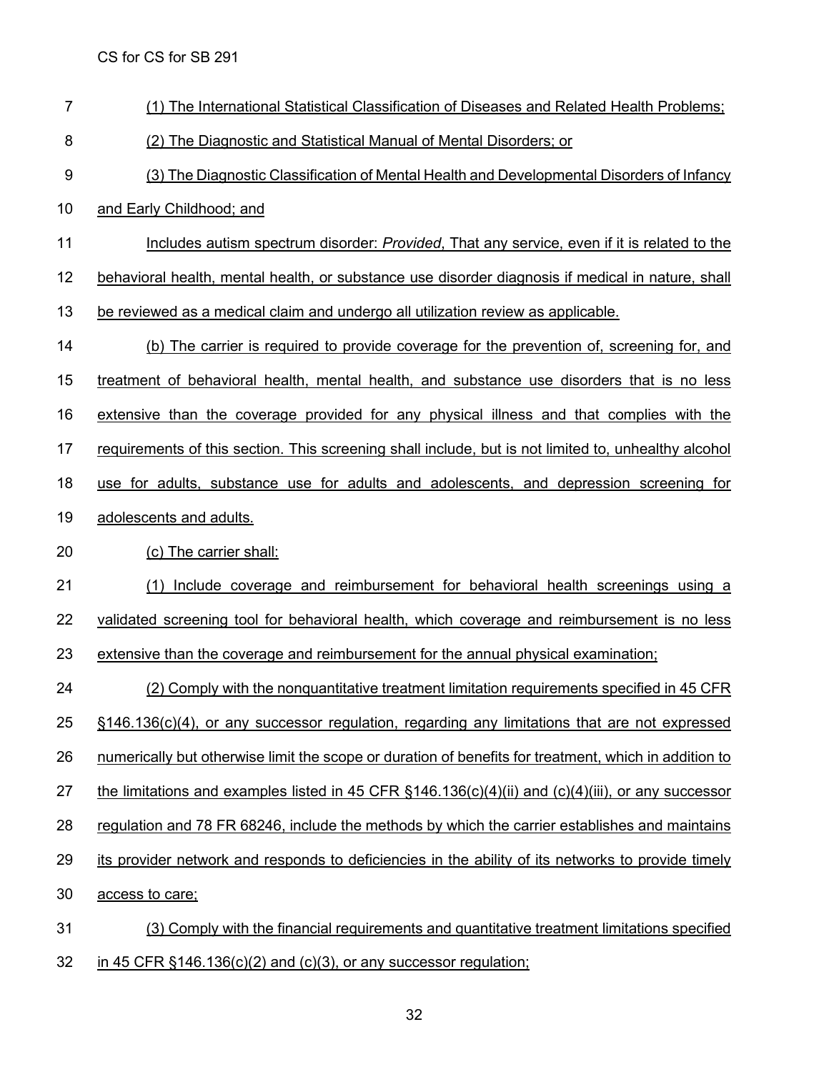(1) The International Statistical Classification of Diseases and Related Health Problems;

(2) The Diagnostic and Statistical Manual of Mental Disorders; or

(3) The Diagnostic Classification of Mental Health and Developmental Disorders of Infancy and Early Childhood; and

Includes autism spectrum disorder: *Provided*, That any service, even if it is related to the behavioral health, mental health, or substance use disorder diagnosis if medical in nature, shall be reviewed as a medical claim and undergo all utilization review as applicable.

(b) The carrier is required to provide coverage for the prevention of, screening for, and treatment of behavioral health, mental health, and substance use disorders that is no less extensive than the coverage provided for any physical illness and that complies with the requirements of this section. This screening shall include, but is not limited to, unhealthy alcohol use for adults, substance use for adults and adolescents, and depression screening for adolescents and adults.

(c) The carrier shall:

(1) Include coverage and reimbursement for behavioral health screenings using a validated screening tool for behavioral health, which coverage and reimbursement is no less extensive than the coverage and reimbursement for the annual physical examination;

(2) Comply with the nonquantitative treatment limitation requirements specified in 45 CFR §146.136(c)(4), or any successor regulation, regarding any limitations that are not expressed numerically but otherwise limit the scope or duration of benefits for treatment, which in addition to the limitations and examples listed in 45 CFR §146.136(c)(4)(ii) and (c)(4)(iii), or any successor regulation and 78 FR 68246, include the methods by which the carrier establishes and maintains its provider network and responds to deficiencies in the ability of its networks to provide timely access to care;

(3) Comply with the financial requirements and quantitative treatment limitations specified in 45 CFR §146.136(c)(2) and (c)(3), or any successor regulation;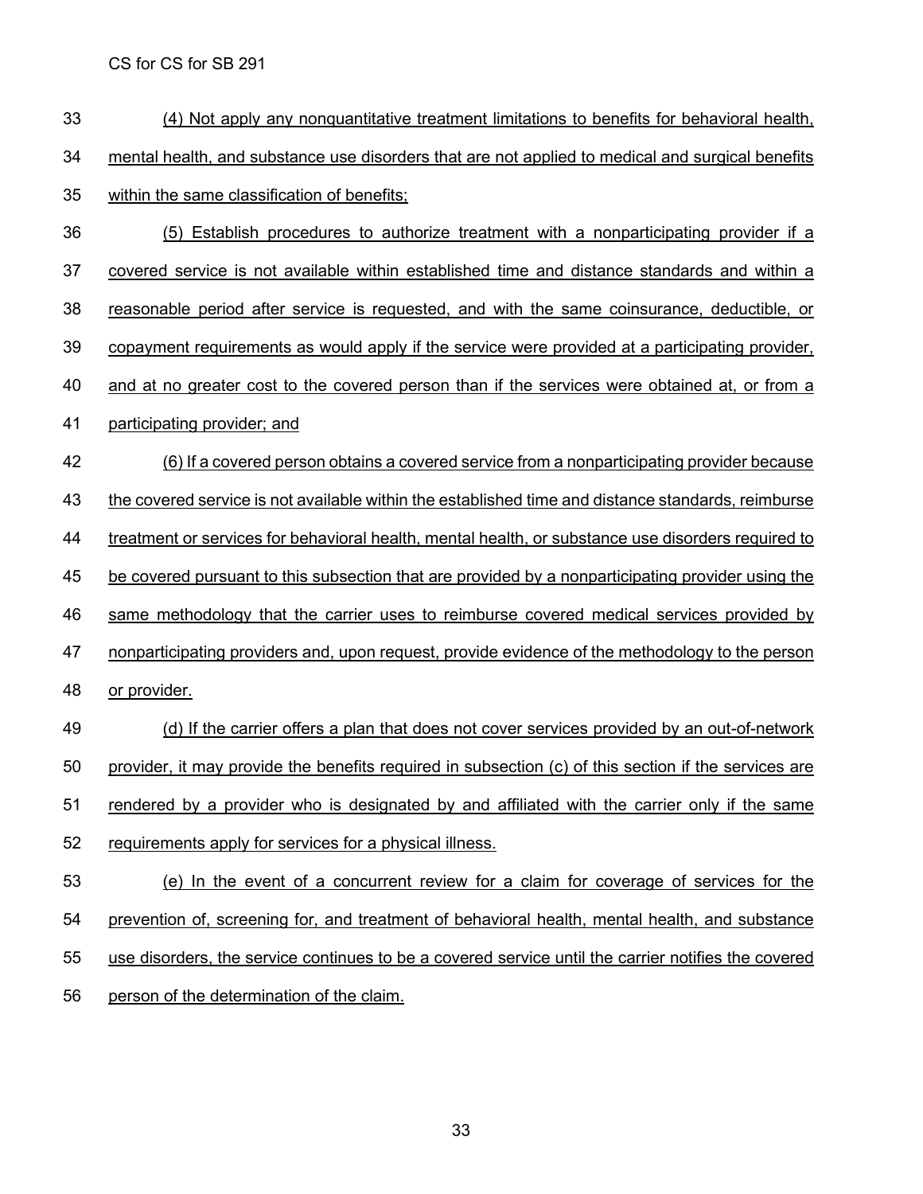(4) Not apply any nonquantitative treatment limitations to benefits for behavioral health, mental health, and substance use disorders that are not applied to medical and surgical benefits within the same classification of benefits;

(5) Establish procedures to authorize treatment with a nonparticipating provider if a covered service is not available within established time and distance standards and within a reasonable period after service is requested, and with the same coinsurance, deductible, or copayment requirements as would apply if the service were provided at a participating provider, and at no greater cost to the covered person than if the services were obtained at, or from a participating provider; and

(6) If a covered person obtains a covered service from a nonparticipating provider because the covered service is not available within the established time and distance standards, reimburse treatment or services for behavioral health, mental health, or substance use disorders required to be covered pursuant to this subsection that are provided by a nonparticipating provider using the same methodology that the carrier uses to reimburse covered medical services provided by nonparticipating providers and, upon request, provide evidence of the methodology to the person or provider.

(d) If the carrier offers a plan that does not cover services provided by an out-of-network provider, it may provide the benefits required in subsection (c) of this section if the services are rendered by a provider who is designated by and affiliated with the carrier only if the same requirements apply for services for a physical illness.

(e) In the event of a concurrent review for a claim for coverage of services for the prevention of, screening for, and treatment of behavioral health, mental health, and substance use disorders, the service continues to be a covered service until the carrier notifies the covered person of the determination of the claim.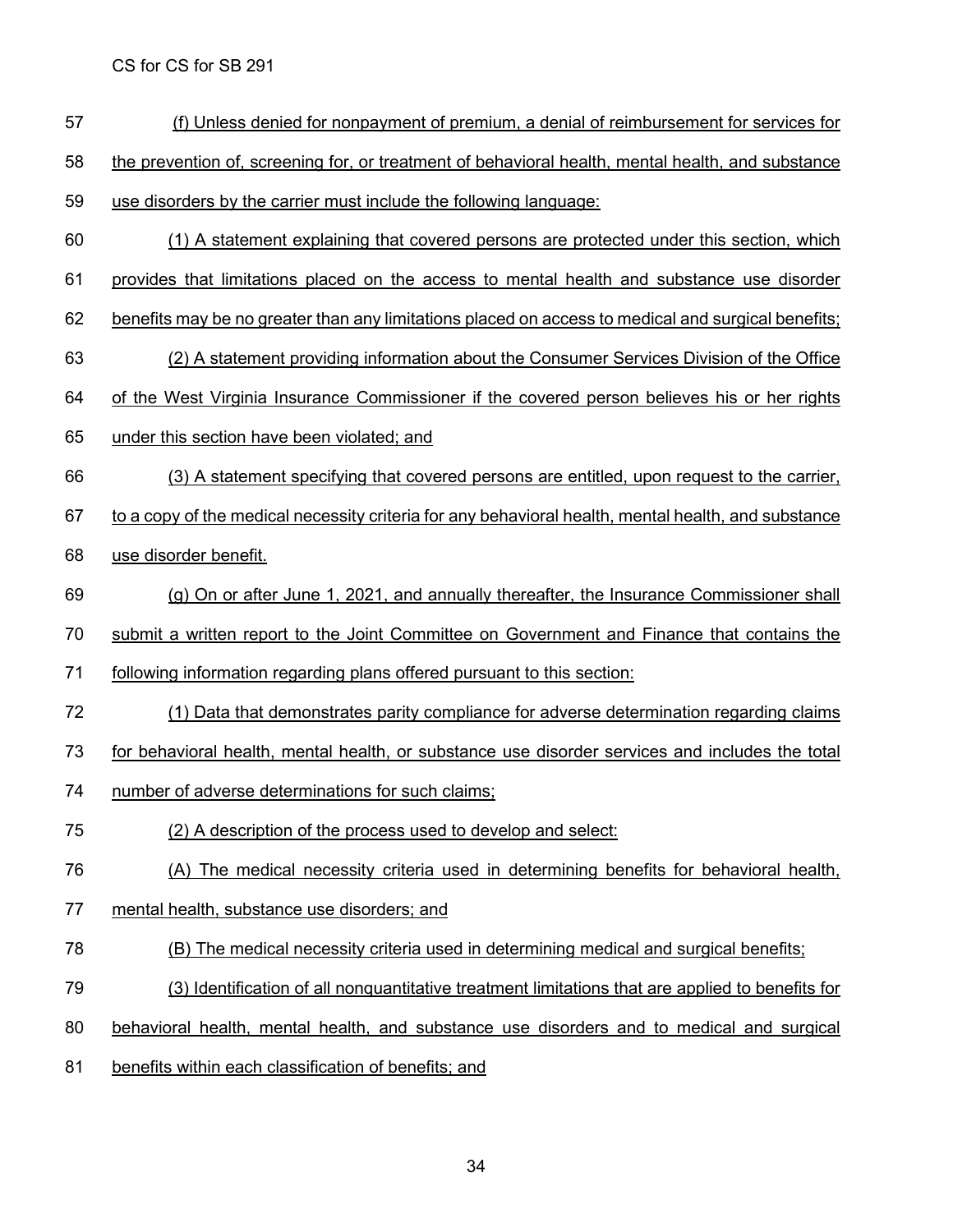(f) Unless denied for nonpayment of premium, a denial of reimbursement for services for the prevention of, screening for, or treatment of behavioral health, mental health, and substance use disorders by the carrier must include the following language:

(1) A statement explaining that covered persons are protected under this section, which provides that limitations placed on the access to mental health and substance use disorder benefits may be no greater than any limitations placed on access to medical and surgical benefits;

(2) A statement providing information about the Consumer Services Division of the Office of the West Virginia Insurance Commissioner if the covered person believes his or her rights under this section have been violated; and

(3) A statement specifying that covered persons are entitled, upon request to the carrier, to a copy of the medical necessity criteria for any behavioral health, mental health, and substance use disorder benefit.

(g) On or after June 1, 2021, and annually thereafter, the Insurance Commissioner shall submit a written report to the Joint Committee on Government and Finance that contains the following information regarding plans offered pursuant to this section:

(1) Data that demonstrates parity compliance for adverse determination regarding claims for behavioral health, mental health, or substance use disorder services and includes the total number of adverse determinations for such claims;

(2) A description of the process used to develop and select:

(A) The medical necessity criteria used in determining benefits for behavioral health, mental health, substance use disorders; and

(B) The medical necessity criteria used in determining medical and surgical benefits;

(3) Identification of all nonquantitative treatment limitations that are applied to benefits for behavioral health, mental health, and substance use disorders and to medical and surgical benefits within each classification of benefits; and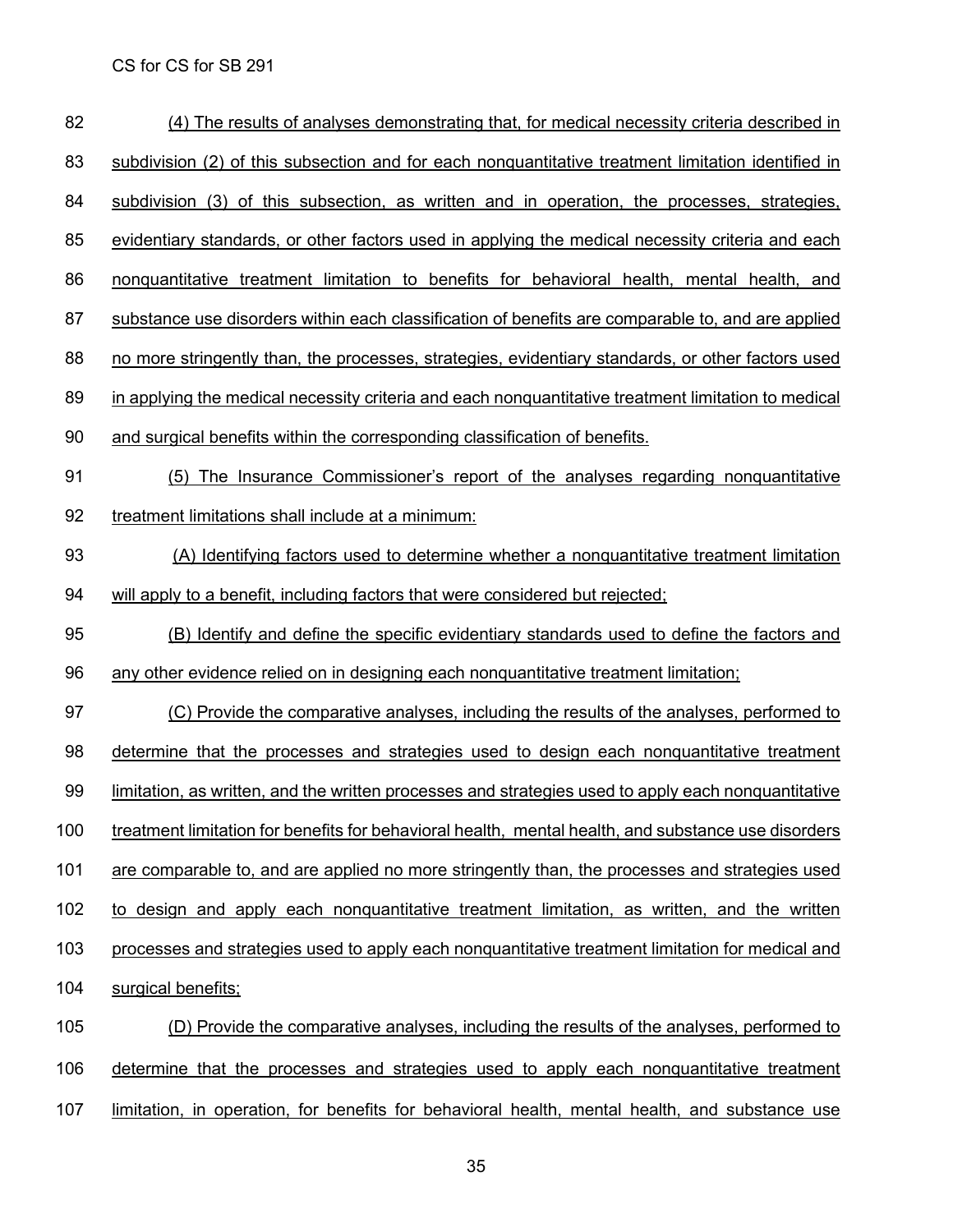(4) The results of analyses demonstrating that, for medical necessity criteria described in subdivision (2) of this subsection and for each nonquantitative treatment limitation identified in subdivision (3) of this subsection, as written and in operation, the processes, strategies, evidentiary standards, or other factors used in applying the medical necessity criteria and each nonquantitative treatment limitation to benefits for behavioral health, mental health, and substance use disorders within each classification of benefits are comparable to, and are applied no more stringently than, the processes, strategies, evidentiary standards, or other factors used in applying the medical necessity criteria and each nonquantitative treatment limitation to medical and surgical benefits within the corresponding classification of benefits.

(5) The Insurance Commissioner's report of the analyses regarding nonquantitative treatment limitations shall include at a minimum:

(A) Identifying factors used to determine whether a nonquantitative treatment limitation will apply to a benefit, including factors that were considered but rejected;

(B) Identify and define the specific evidentiary standards used to define the factors and any other evidence relied on in designing each nonquantitative treatment limitation;

(C) Provide the comparative analyses, including the results of the analyses, performed to determine that the processes and strategies used to design each nonquantitative treatment limitation, as written, and the written processes and strategies used to apply each nonquantitative treatment limitation for benefits for behavioral health, mental health, and substance use disorders are comparable to, and are applied no more stringently than, the processes and strategies used to design and apply each nonquantitative treatment limitation, as written, and the written processes and strategies used to apply each nonquantitative treatment limitation for medical and surgical benefits;

(D) Provide the comparative analyses, including the results of the analyses, performed to determine that the processes and strategies used to apply each nonquantitative treatment limitation, in operation, for benefits for behavioral health, mental health, and substance use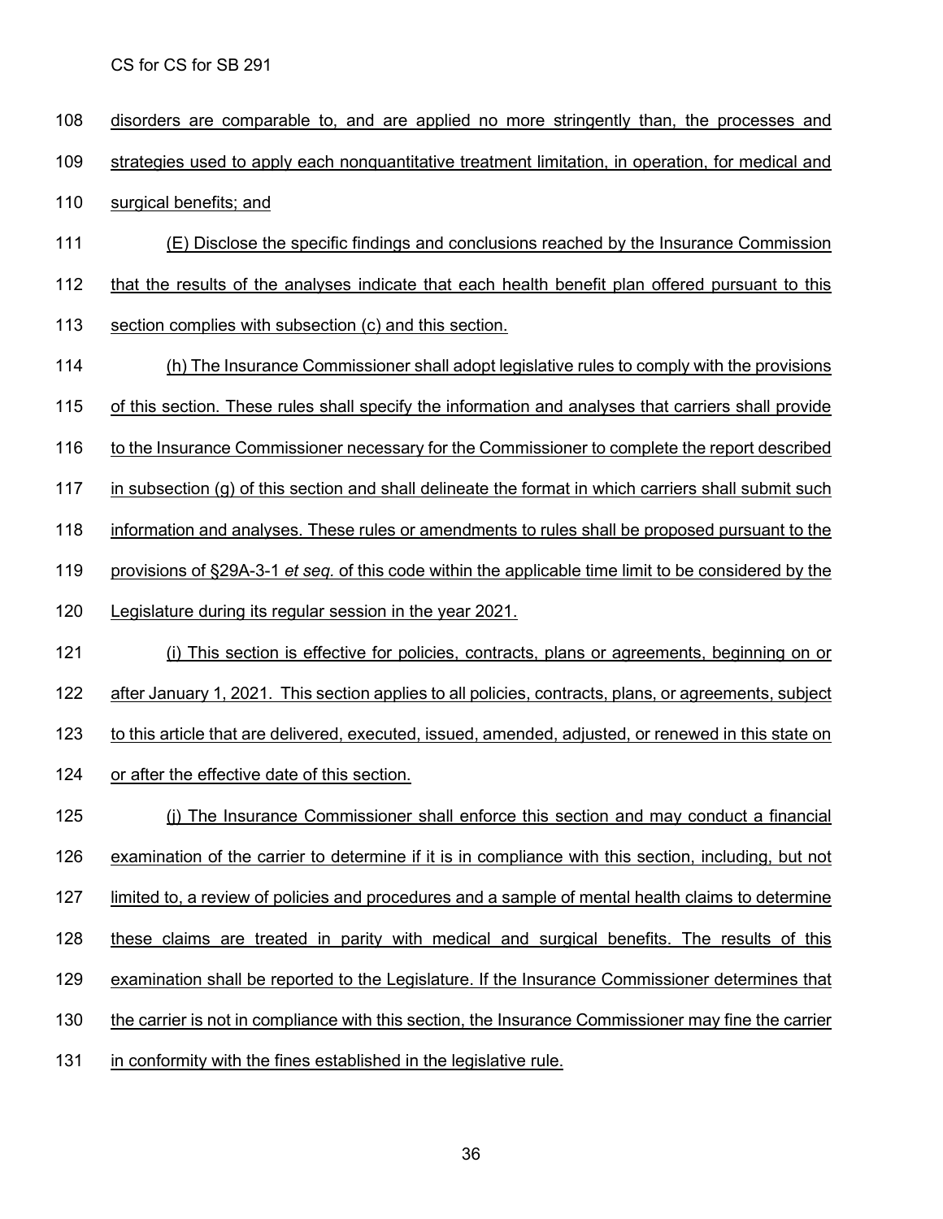disorders are comparable to, and are applied no more stringently than, the processes and strategies used to apply each nonquantitative treatment limitation, in operation, for medical and surgical benefits; and

(E) Disclose the specific findings and conclusions reached by the Insurance Commission that the results of the analyses indicate that each health benefit plan offered pursuant to this section complies with subsection (c) and this section.

(h) The Insurance Commissioner shall adopt legislative rules to comply with the provisions of this section. These rules shall specify the information and analyses that carriers shall provide to the Insurance Commissioner necessary for the Commissioner to complete the report described in subsection (g) of this section and shall delineate the format in which carriers shall submit such information and analyses. These rules or amendments to rules shall be proposed pursuant to the provisions of §29A-3-1 *et seq.* of this code within the applicable time limit to be considered by the Legislature during its regular session in the year 2021.

(i) This section is effective for policies, contracts, plans or agreements, beginning on or after January 1, 2021. This section applies to all policies, contracts, plans, or agreements, subject to this article that are delivered, executed, issued, amended, adjusted, or renewed in this state on or after the effective date of this section.

(j) The Insurance Commissioner shall enforce this section and may conduct a financial examination of the carrier to determine if it is in compliance with this section, including, but not limited to, a review of policies and procedures and a sample of mental health claims to determine these claims are treated in parity with medical and surgical benefits. The results of this examination shall be reported to the Legislature. If the Insurance Commissioner determines that the carrier is not in compliance with this section, the Insurance Commissioner may fine the carrier in conformity with the fines established in the legislative rule.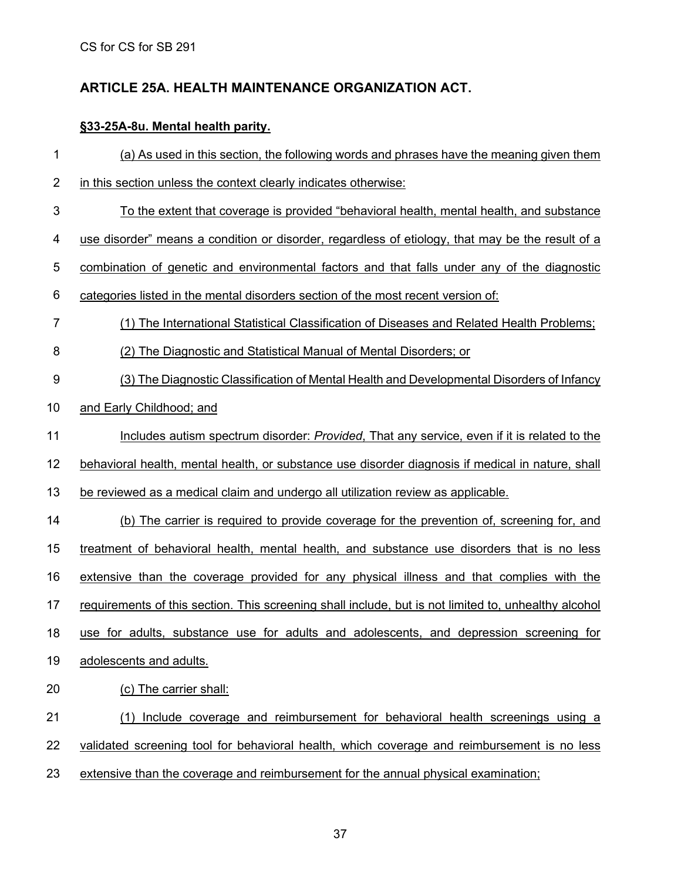CS for CS for SB 291

## ARTICLE 25A. HEALTH MAINTENANCE ORGANIZATION ACT.

### §33-25A-8u. Mental health parity.

(a) As used in this section, the following words and phrases have the meaning given them in this section unless the context clearly indicates otherwise:

To the extent that coverage is provided "behavioral health, mental health, and substance use disorder" means a condition or disorder, regardless of etiology, that may be the result of a combination of genetic and environmental factors and that falls under any of the diagnostic categories listed in the mental disorders section of the most recent version of:

(1) The International Statistical Classification of Diseases and Related Health Problems;

(2) The Diagnostic and Statistical Manual of Mental Disorders; or

(3) The Diagnostic Classification of Mental Health and Developmental Disorders of Infancy and Early Childhood; and

Includes autism spectrum disorder: *Provided*, That any service, even if it is related to the behavioral health, mental health, or substance use disorder diagnosis if medical in nature, shall be reviewed as a medical claim and undergo all utilization review as applicable.

(b) The carrier is required to provide coverage for the prevention of, screening for, and treatment of behavioral health, mental health, and substance use disorders that is no less extensive than the coverage provided for any physical illness and that complies with the requirements of this section. This screening shall include, but is not limited to, unhealthy alcohol use for adults, substance use for adults and adolescents, and depression screening for adolescents and adults.

(c) The carrier shall:

(1) Include coverage and reimbursement for behavioral health screenings using a validated screening tool for behavioral health, which coverage and reimbursement is no less extensive than the coverage and reimbursement for the annual physical examination;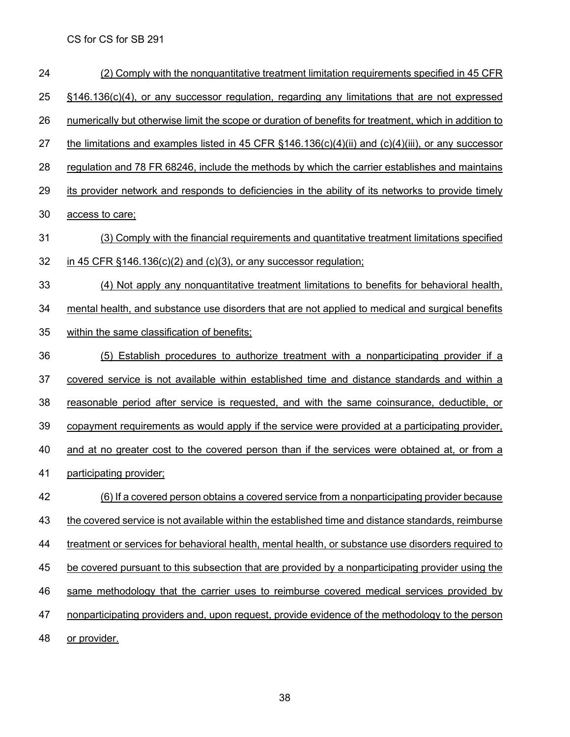(2) Comply with the nonquantitative treatment limitation requirements specified in 45 CFR §146.136(c)(4), or any successor regulation, regarding any limitations that are not expressed numerically but otherwise limit the scope or duration of benefits for treatment, which in addition to the limitations and examples listed in 45 CFR §146.136(c)(4)(ii) and (c)(4)(iii), or any successor regulation and 78 FR 68246, include the methods by which the carrier establishes and maintains its provider network and responds to deficiencies in the ability of its networks to provide timely access to care;

(3) Comply with the financial requirements and quantitative treatment limitations specified in 45 CFR §146.136(c)(2) and (c)(3), or any successor regulation;

(4) Not apply any nonquantitative treatment limitations to benefits for behavioral health, mental health, and substance use disorders that are not applied to medical and surgical benefits within the same classification of benefits;

(5) Establish procedures to authorize treatment with a nonparticipating provider if a covered service is not available within established time and distance standards and within a reasonable period after service is requested, and with the same coinsurance, deductible, or copayment requirements as would apply if the service were provided at a participating provider, and at no greater cost to the covered person than if the services were obtained at, or from a participating provider;

(6) If a covered person obtains a covered service from a nonparticipating provider because the covered service is not available within the established time and distance standards, reimburse treatment or services for behavioral health, mental health, or substance use disorders required to be covered pursuant to this subsection that are provided by a nonparticipating provider using the same methodology that the carrier uses to reimburse covered medical services provided by nonparticipating providers and, upon request, provide evidence of the methodology to the person or provider.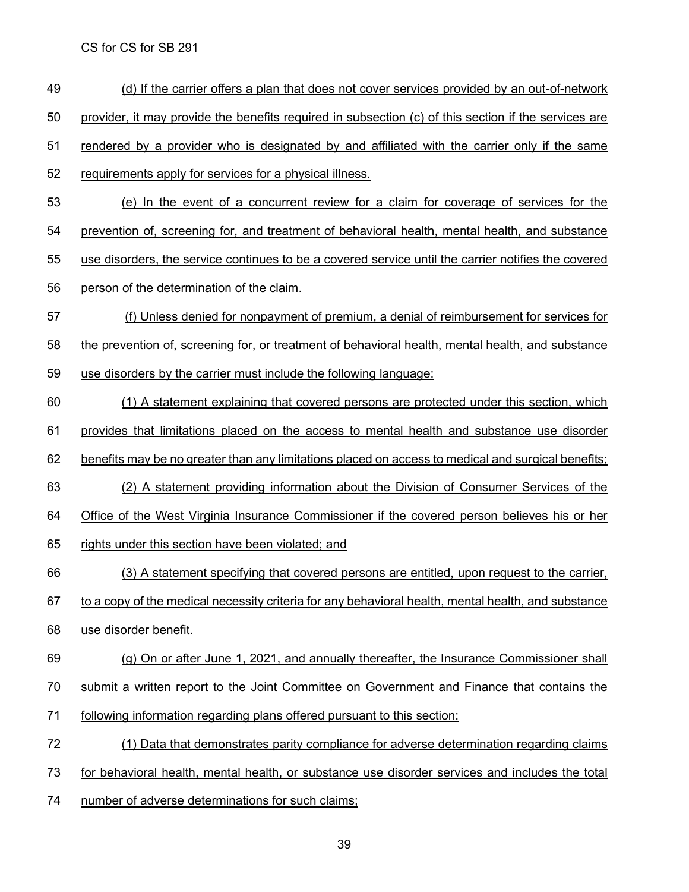(d) If the carrier offers a plan that does not cover services provided by an out-of-network provider, it may provide the benefits required in subsection (c) of this section if the services are rendered by a provider who is designated by and affiliated with the carrier only if the same requirements apply for services for a physical illness.

(e) In the event of a concurrent review for a claim for coverage of services for the prevention of, screening for, and treatment of behavioral health, mental health, and substance use disorders, the service continues to be a covered service until the carrier notifies the covered person of the determination of the claim.

(f) Unless denied for nonpayment of premium, a denial of reimbursement for services for the prevention of, screening for, or treatment of behavioral health, mental health, and substance use disorders by the carrier must include the following language:

(1) A statement explaining that covered persons are protected under this section, which provides that limitations placed on the access to mental health and substance use disorder benefits may be no greater than any limitations placed on access to medical and surgical benefits;

(2) A statement providing information about the Division of Consumer Services of the Office of the West Virginia Insurance Commissioner if the covered person believes his or her rights under this section have been violated; and

(3) A statement specifying that covered persons are entitled, upon request to the carrier, to a copy of the medical necessity criteria for any behavioral health, mental health, and substance use disorder benefit.

(g) On or after June 1, 2021, and annually thereafter, the Insurance Commissioner shall submit a written report to the Joint Committee on Government and Finance that contains the following information regarding plans offered pursuant to this section:

(1) Data that demonstrates parity compliance for adverse determination regarding claims for behavioral health, mental health, or substance use disorder services and includes the total number of adverse determinations for such claims;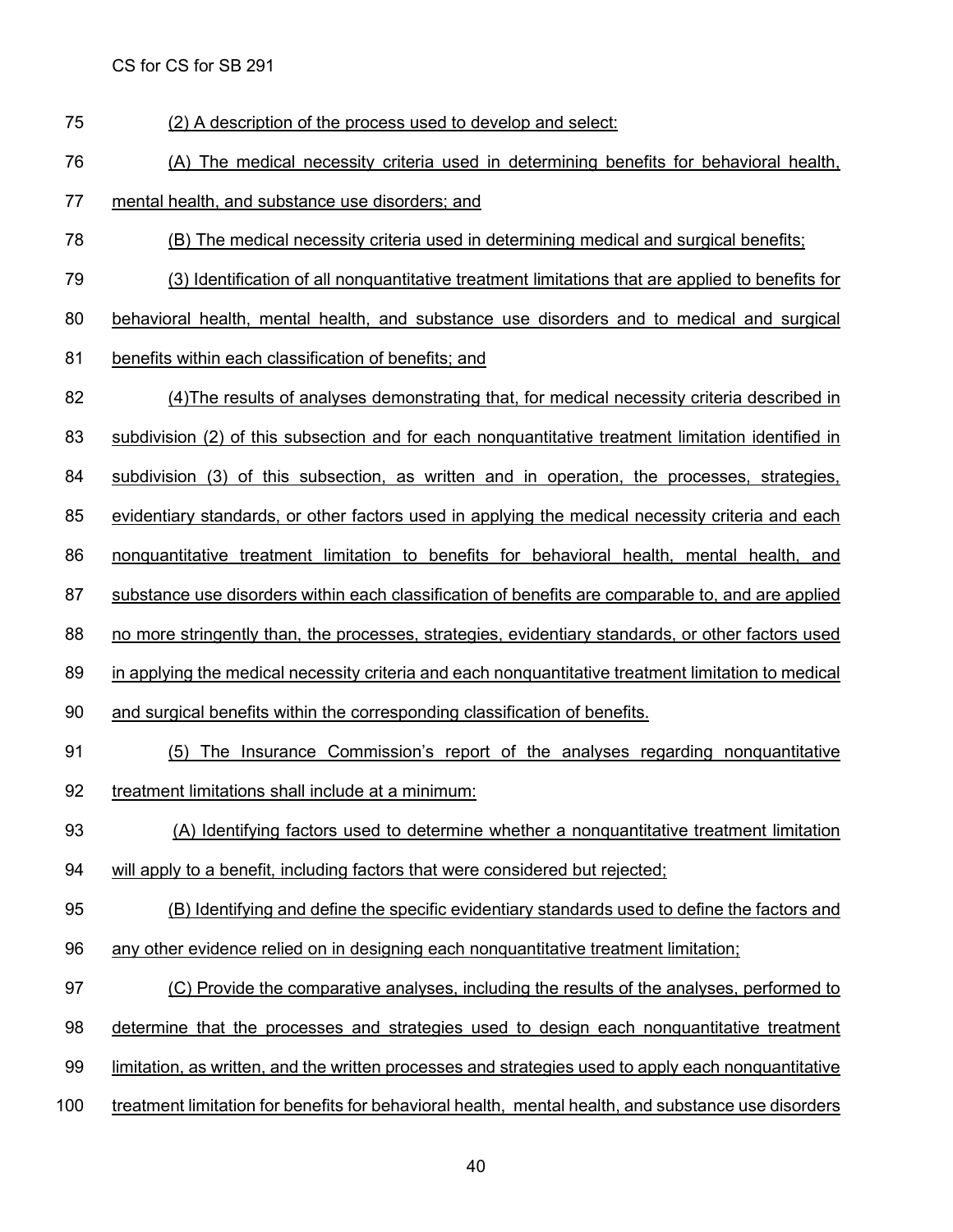(2) A description of the process used to develop and select:

(A) The medical necessity criteria used in determining benefits for behavioral health, mental health, and substance use disorders; and

(B) The medical necessity criteria used in determining medical and surgical benefits;

(3) Identification of all nonquantitative treatment limitations that are applied to benefits for behavioral health, mental health, and substance use disorders and to medical and surgical benefits within each classification of benefits; and

(4)The results of analyses demonstrating that, for medical necessity criteria described in subdivision (2) of this subsection and for each nonquantitative treatment limitation identified in subdivision (3) of this subsection, as written and in operation, the processes, strategies, evidentiary standards, or other factors used in applying the medical necessity criteria and each nonquantitative treatment limitation to benefits for behavioral health, mental health, and substance use disorders within each classification of benefits are comparable to, and are applied no more stringently than, the processes, strategies, evidentiary standards, or other factors used in applying the medical necessity criteria and each nonquantitative treatment limitation to medical and surgical benefits within the corresponding classification of benefits.

(5) The Insurance Commission's report of the analyses regarding nonquantitative treatment limitations shall include at a minimum:

(A) Identifying factors used to determine whether a nonquantitative treatment limitation will apply to a benefit, including factors that were considered but rejected;

(B) Identifying and define the specific evidentiary standards used to define the factors and any other evidence relied on in designing each nonquantitative treatment limitation;

(C) Provide the comparative analyses, including the results of the analyses, performed to determine that the processes and strategies used to design each nonquantitative treatment limitation, as written, and the written processes and strategies used to apply each nonquantitative treatment limitation for benefits for behavioral health, mental health, and substance use disorders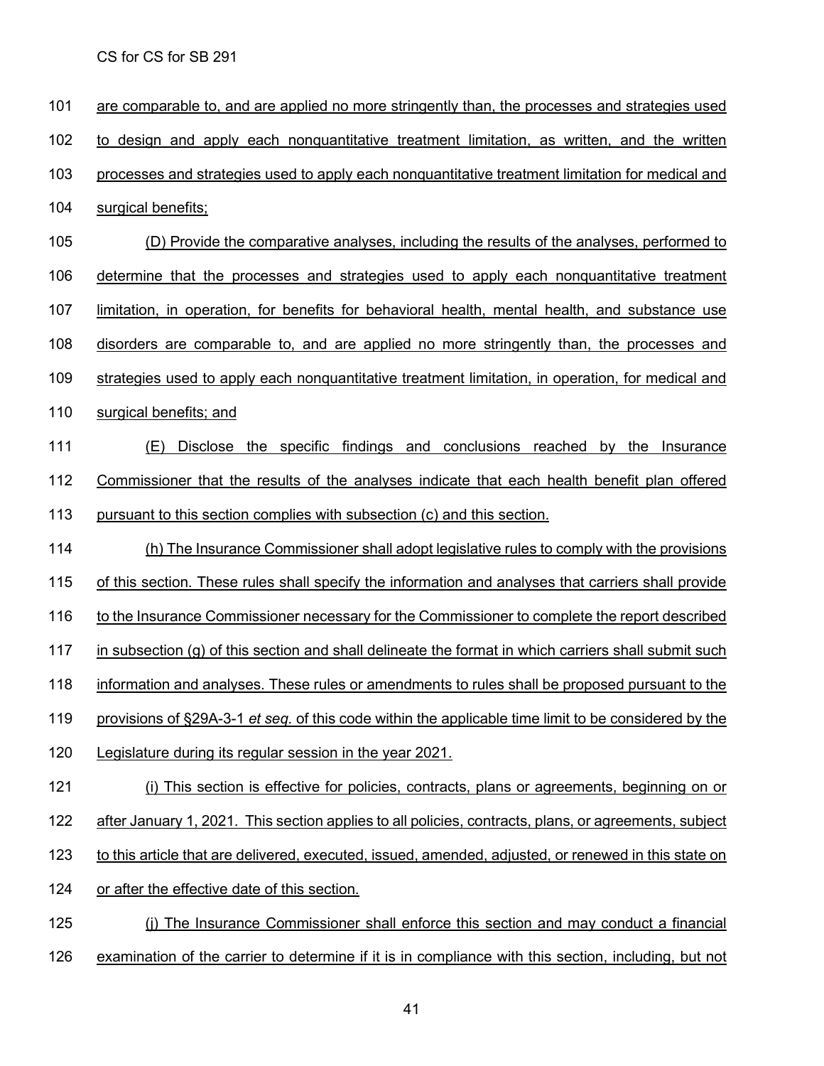are comparable to, and are applied no more stringently than, the processes and strategies used to design and apply each nonquantitative treatment limitation, as written, and the written processes and strategies used to apply each nonquantitative treatment limitation for medical and surgical benefits;

(D) Provide the comparative analyses, including the results of the analyses, performed to determine that the processes and strategies used to apply each nonquantitative treatment limitation, in operation, for benefits for behavioral health, mental health, and substance use disorders are comparable to, and are applied no more stringently than, the processes and strategies used to apply each nonquantitative treatment limitation, in operation, for medical and surgical benefits; and

(E) Disclose the specific findings and conclusions reached by the Insurance Commissioner that the results of the analyses indicate that each health benefit plan offered pursuant to this section complies with subsection (c) and this section.

(h) The Insurance Commissioner shall adopt legislative rules to comply with the provisions of this section. These rules shall specify the information and analyses that carriers shall provide to the Insurance Commissioner necessary for the Commissioner to complete the report described in subsection (g) of this section and shall delineate the format in which carriers shall submit such information and analyses. These rules or amendments to rules shall be proposed pursuant to the provisions of §29A-3-1 *et seq.* of this code within the applicable time limit to be considered by the Legislature during its regular session in the year 2021.

(i) This section is effective for policies, contracts, plans or agreements, beginning on or after January 1, 2021. This section applies to all policies, contracts, plans, or agreements, subject to this article that are delivered, executed, issued, amended, adjusted, or renewed in this state on or after the effective date of this section.

(j) The Insurance Commissioner shall enforce this section and may conduct a financial examination of the carrier to determine if it is in compliance with this section, including, but not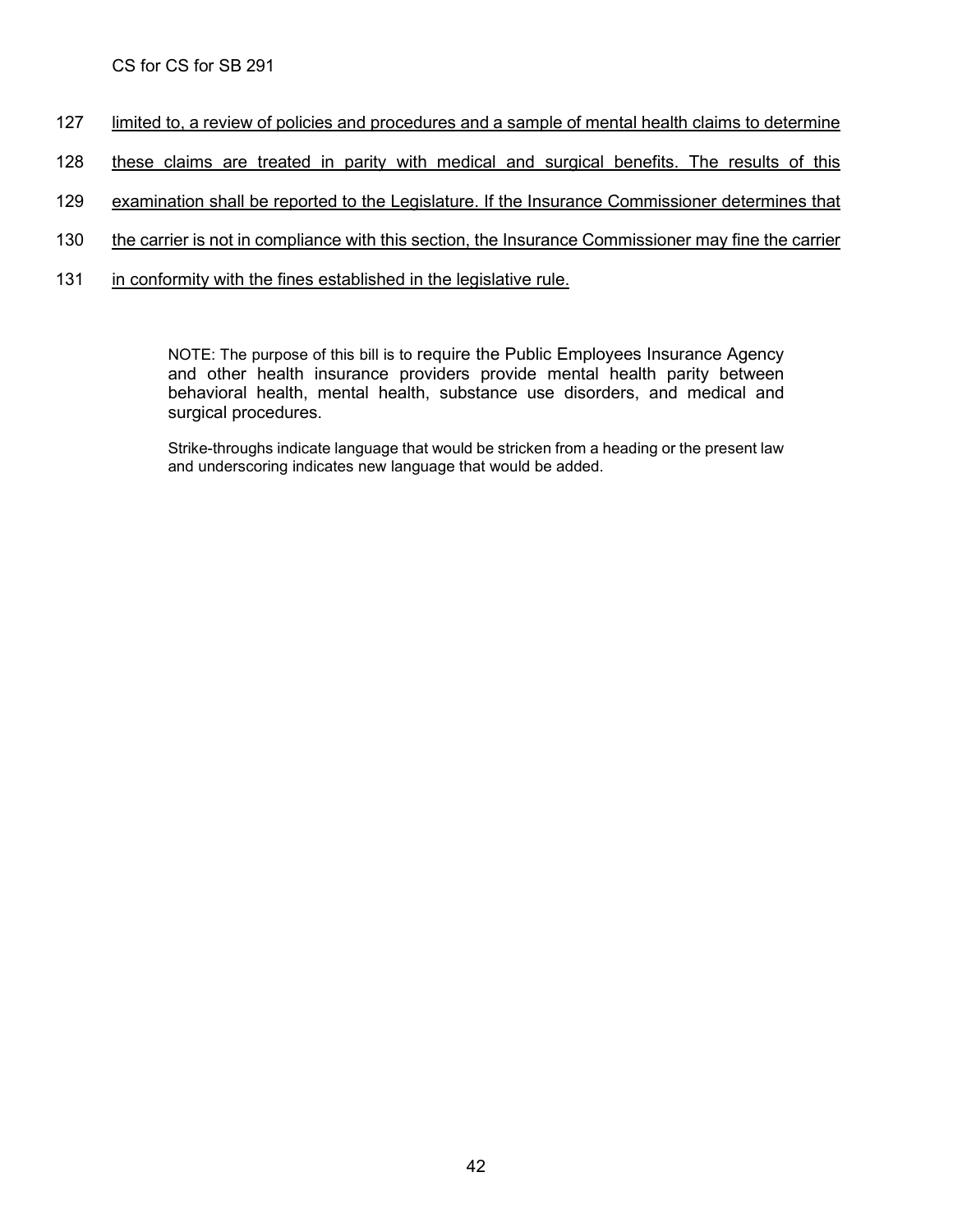127 limited to, a review of policies and procedures and a sample of mental health claims to determine

128 these claims are treated in parity with medical and surgical benefits. The results of this

129 examination shall be reported to the Legislature. If the Insurance Commissioner determines that

130 the carrier is not in compliance with this section, the Insurance Commissioner may fine the carrier

131 in conformity with the fines established in the legislative rule.

NOTE: The purpose of this bill is to require the Public Employees Insurance Agency and other health insurance providers provide mental health parity between behavioral health, mental health, substance use disorders, and medical and surgical procedures.

Strike-throughs indicate language that would be stricken from a heading or the present law and underscoring indicates new language that would be added.